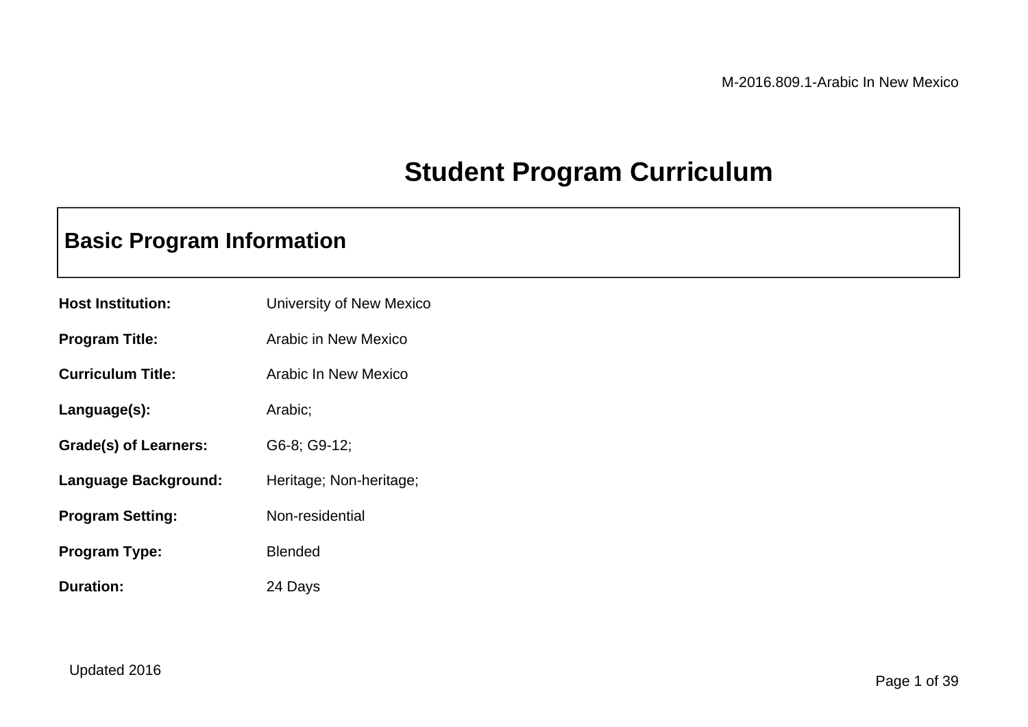# Student Program Curriculum

## Basic Program Information

**Host Institution:** University of New Mexico

**Program Title:** Arabic in New Mexico

**Curriculum Title:** Arabic In New Mexico

**Language(s):** Arabic;

**Grade(s) of Learners:** G6-8; G9-12;

**Language Background:** Heritage; Non-heritage;

**Program Setting:** Non-residential

**Program Type:** Blended

**Duration:** 24 Days

Updated 2016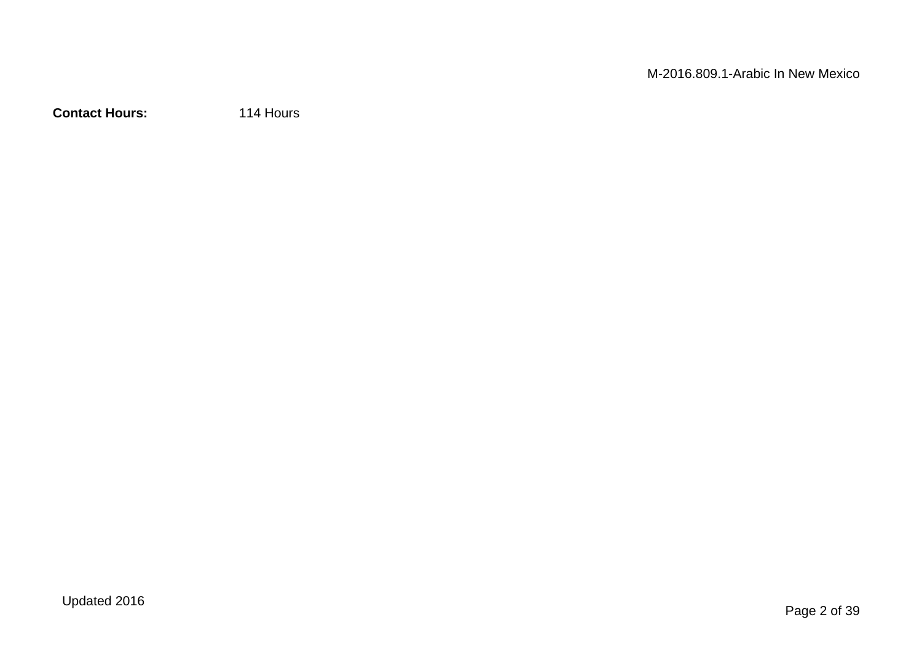**Contact Hours:** 114 Hours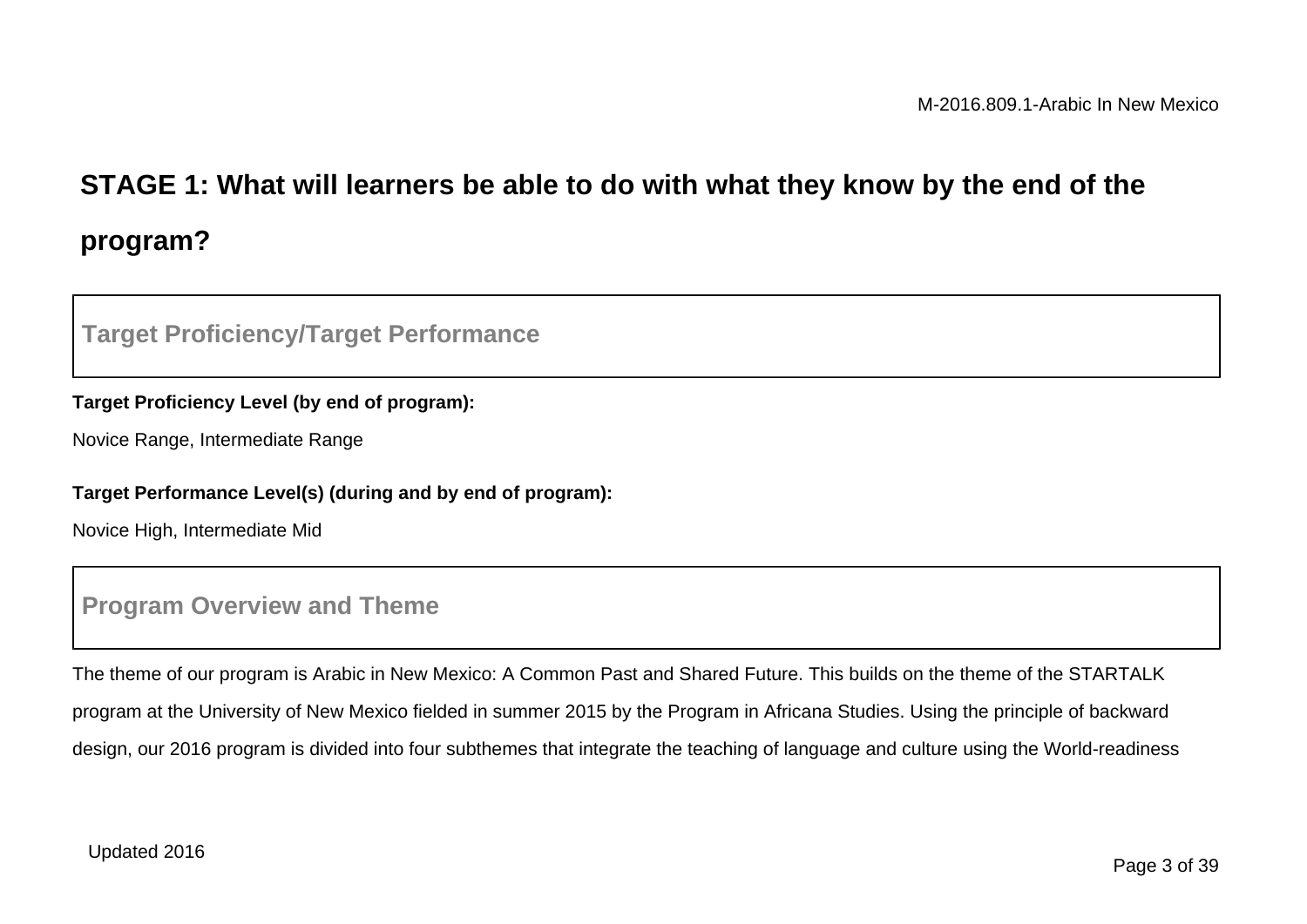## STAGE 1: What will learners be able to do with what they know by the end of the program?

### Target Proficiency/Target Performance

**Target Proficiency Level (by end of program):**

Novice Range, Intermediate Range

**Target Performance Level(s) (during and by end of program):**

Novice High, Intermediate Mid

### Program Overview and Theme

The theme of our program is Arabic in New Mexico: A Common Past and Shared Future. This builds on the theme of the STARTALK program at the University of New Mexico fielded in summer 2015 by the Program in Africana Studies. Using the principle of backward design, our 2016 program is divided into four subthemes that integrate the teaching of language and culture using the World-readiness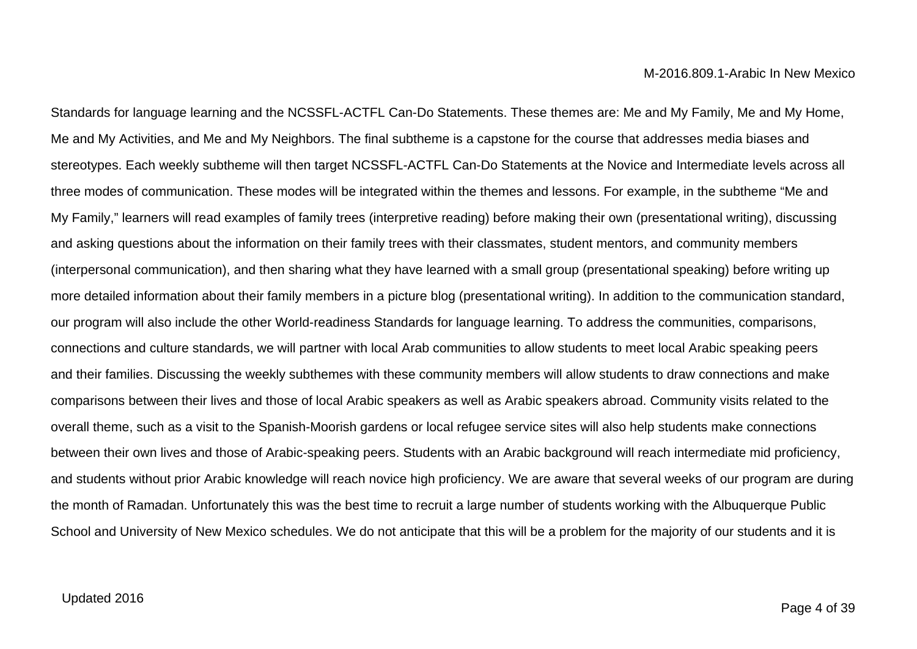Standards for language learning and the NCSSFL-ACTFL Can-Do Statements. These themes are: Me and My Family, Me and My Home, Me and My Activities, and Me and My Neighbors. The final subtheme is a capstone for the course that addresses media biases and stereotypes. Each weekly subtheme will then target NCSSFL-ACTFL Can-Do Statements at the Novice and Intermediate levels across all three modes of communication. These modes will be integrated within the themes and lessons. For example, in the subtheme "Me and My Family," learners will read examples of family trees (interpretive reading) before making their own (presentational writing), discussing and asking questions about the information on their family trees with their classmates, student mentors, and community members (interpersonal communication), and then sharing what they have learned with a small group (presentational speaking) before writing up more detailed information about their family members in a picture blog (presentational writing). In addition to the communication standard, our program will also include the other World-readiness Standards for language learning. To address the communities, comparisons, connections and culture standards, we will partner with local Arab communities to allow students to meet local Arabic speaking peers and their families. Discussing the weekly subthemes with these community members will allow students to draw connections and make comparisons between their lives and those of local Arabic speakers as well as Arabic speakers abroad. Community visits related to the overall theme, such as a visit to the Spanish-Moorish gardens or local refugee service sites will also help students make connections between their own lives and those of Arabic-speaking peers. Students with an Arabic background will reach intermediate mid proficiency, and students without prior Arabic knowledge will reach novice high proficiency. We are aware that several weeks of our program are during the month of Ramadan. Unfortunately this was the best time to recruit a large number of students working with the Albuquerque Public School and University of New Mexico schedules. We do not anticipate that this will be a problem for the majority of our students and it is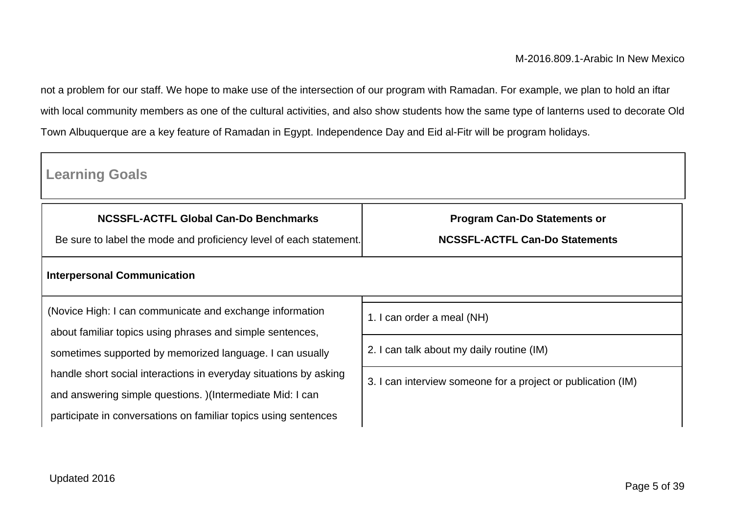not a problem for our staff. We hope to make use of the intersection of our program with Ramadan. For example, we plan to hold an iftar with local community members as one of the cultural activities, and also show students how the same type of lanterns used to decorate Old Town Albuquerque are a key feature of Ramadan in Egypt. Independence Day and Eid al-Fitr will be program holidays.

## Learning Goals

| **NCSSFL-ACTFL Global Can-Do Benchmarks** Be sure to label the mode and proficiency level of each statement. | **Program Can-Do Statements or NCSSFL-ACTFL Can-Do Statements** |
|---|---|
| **Interpersonal Communication** | |
| (Novice High: I can communicate and exchange information about familiar topics using phrases and simple sentences, sometimes supported by memorized language. I can usually handle short social interactions in everyday situations by asking and answering simple questions. )(Intermediate Mid: I can participate in conversations on familiar topics using sentences | 1. I can order a meal (NH)<br>2. I can talk about my daily routine (IM)<br>3. I can interview someone for a project or publication (IM) |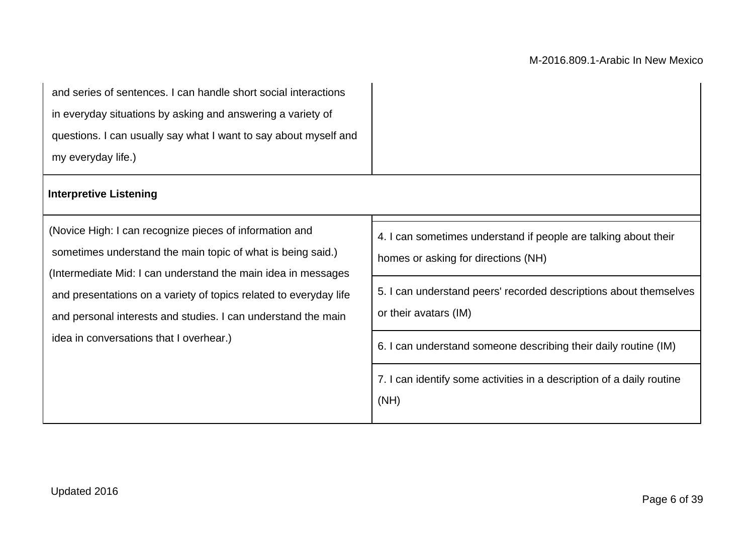| | |
|---|---|
| and series of sentences. I can handle short social interactions in everyday situations by asking and answering a variety of questions. I can usually say what I want to say about myself and my everyday life.) | |
| **Interpretive Listening** | |
| (Novice High: I can recognize pieces of information and sometimes understand the main topic of what is being said.) (Intermediate Mid: I can understand the main idea in messages and presentations on a variety of topics related to everyday life and personal interests and studies. I can understand the main idea in conversations that I overhear.) | 4. I can sometimes understand if people are talking about their homes or asking for directions (NH) |
| | 5. I can understand peers' recorded descriptions about themselves or their avatars (IM) |
| | 6. I can understand someone describing their daily routine (IM) |
| | 7. I can identify some activities in a description of a daily routine (NH) |

Updated 2016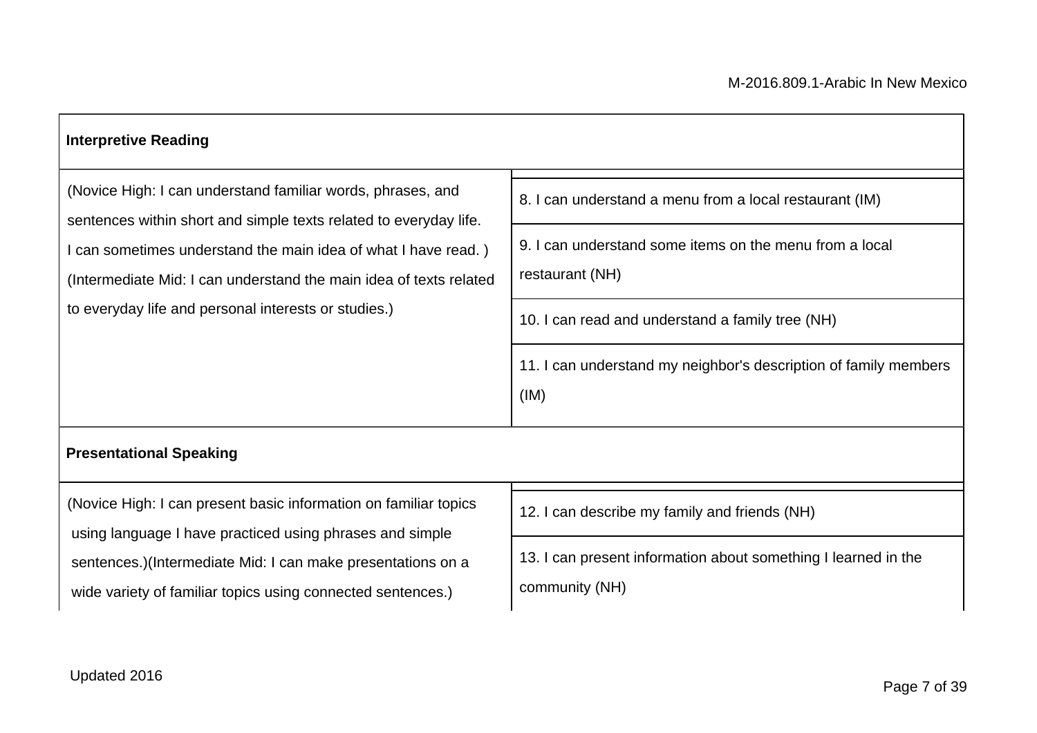| **Interpretive Reading** | |
|---|---|
| (Novice High: I can understand familiar words, phrases, and sentences within short and simple texts related to everyday life. I can sometimes understand the main idea of what I have read. ) (Intermediate Mid: I can understand the main idea of texts related to everyday life and personal interests or studies.) | 8. I can understand a menu from a local restaurant (IM) |
| | 9. I can understand some items on the menu from a local restaurant (NH) |
| | 10. I can read and understand a family tree (NH) |
| | 11. I can understand my neighbor's description of family members (IM) |
| **Presentational Speaking** | |
| (Novice High: I can present basic information on familiar topics using language I have practiced using phrases and simple sentences.)(Intermediate Mid: I can make presentations on a wide variety of familiar topics using connected sentences.) | 12. I can describe my family and friends (NH) |
| | 13. I can present information about something I learned in the community (NH) |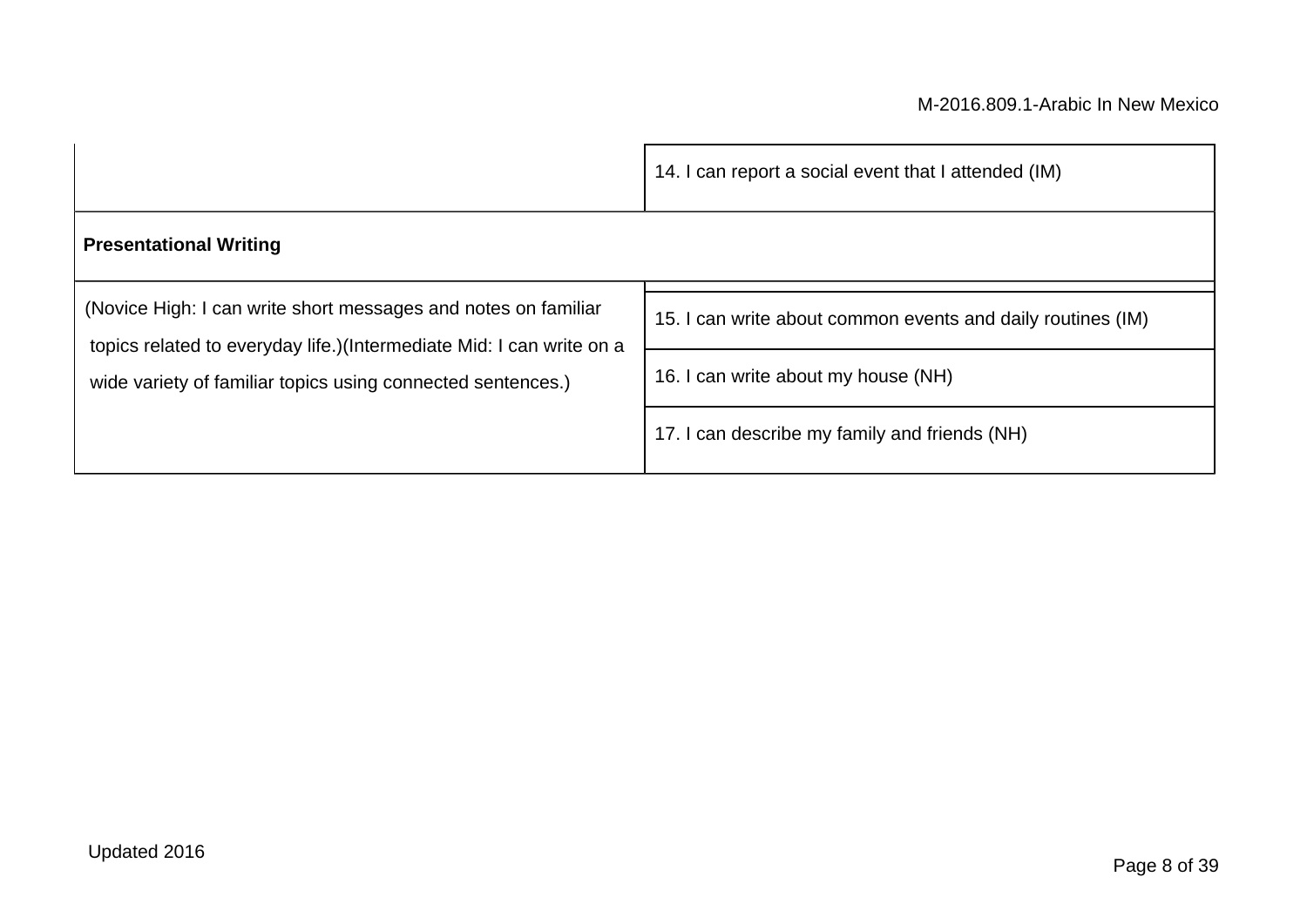| | |
|---|---|
| | 14. I can report a social event that I attended (IM) |
| **Presentational Writing** | |
| (Novice High: I can write short messages and notes on familiar topics related to everyday life.)(Intermediate Mid: I can write on a wide variety of familiar topics using connected sentences.) | 15. I can write about common events and daily routines (IM) |
| | 16. I can write about my house (NH) |
| | 17. I can describe my family and friends (NH) |

Updated 2016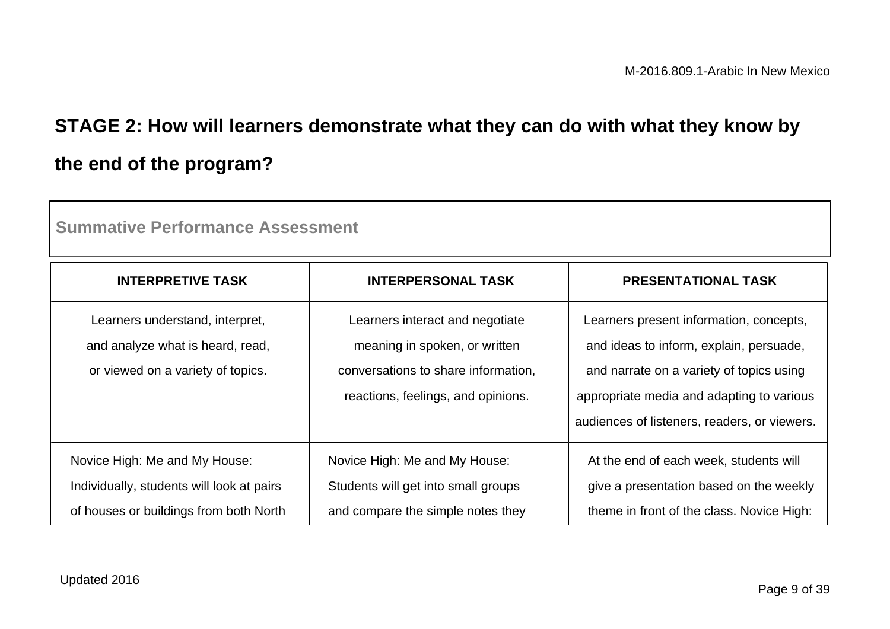## STAGE 2: How will learners demonstrate what they can do with what they know by the end of the program?

**Summative Performance Assessment**

| INTERPRETIVE TASK | INTERPERSONAL TASK | PRESENTATIONAL TASK |
|---|---|---|
| Learners understand, interpret, and analyze what is heard, read, or viewed on a variety of topics. | Learners interact and negotiate meaning in spoken, or written conversations to share information, reactions, feelings, and opinions. | Learners present information, concepts, and ideas to inform, explain, persuade, and narrate on a variety of topics using appropriate media and adapting to various audiences of listeners, readers, or viewers. |
| Novice High: Me and My House: Individually, students will look at pairs of houses or buildings from both North | Novice High: Me and My House: Students will get into small groups and compare the simple notes they | At the end of each week, students will give a presentation based on the weekly theme in front of the class. Novice High: |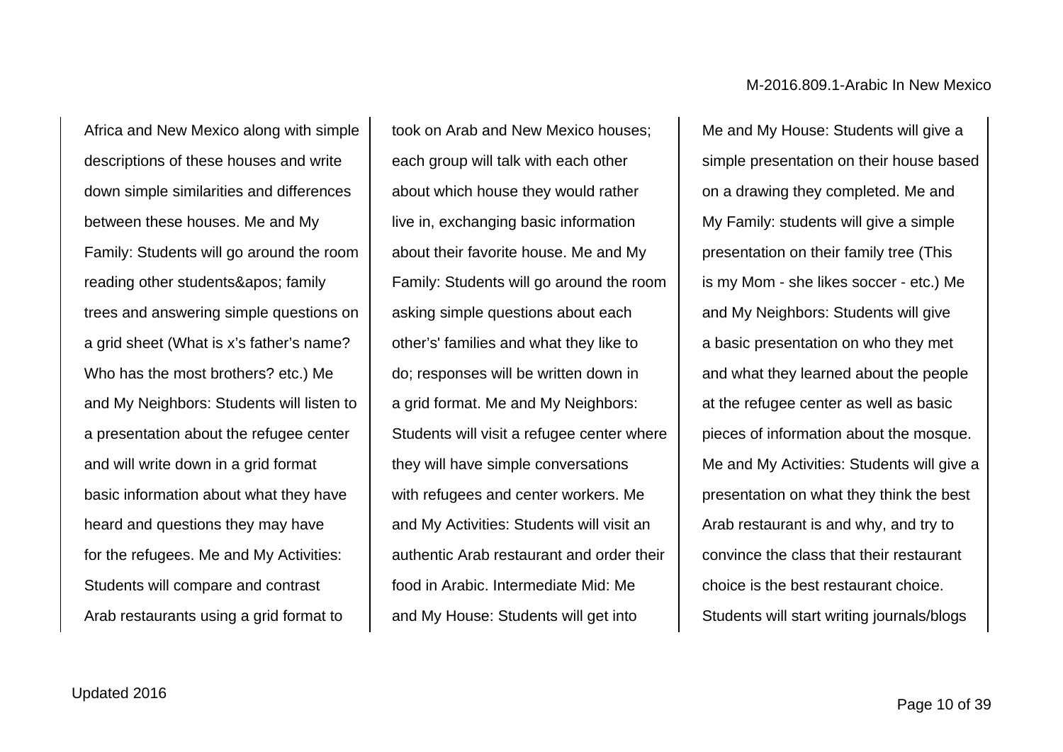Africa and New Mexico along with simple descriptions of these houses and write down simple similarities and differences between these houses. Me and My Family: Students will go around the room reading other students&apos; family trees and answering simple questions on a grid sheet (What is x’s father’s name? Who has the most brothers? etc.) Me and My Neighbors: Students will listen to a presentation about the refugee center and will write down in a grid format basic information about what they have heard and questions they may have for the refugees. Me and My Activities: Students will compare and contrast Arab restaurants using a grid format to took on Arab and New Mexico houses; each group will talk with each other about which house they would rather live in, exchanging basic information about their favorite house. Me and My Family: Students will go around the room asking simple questions about each other’s' families and what they like to do; responses will be written down in a grid format. Me and My Neighbors: Students will visit a refugee center where they will have simple conversations with refugees and center workers. Me and My Activities: Students will visit an authentic Arab restaurant and order their food in Arabic. Intermediate Mid: Me and My House: Students will get into Me and My House: Students will give a simple presentation on their house based on a drawing they completed. Me and My Family: students will give a simple presentation on their family tree (This is my Mom - she likes soccer - etc.) Me and My Neighbors: Students will give a basic presentation on who they met and what they learned about the people at the refugee center as well as basic pieces of information about the mosque. Me and My Activities: Students will give a presentation on what they think the best Arab restaurant is and why, and try to convince the class that their restaurant choice is the best restaurant choice. Students will start writing journals/blogs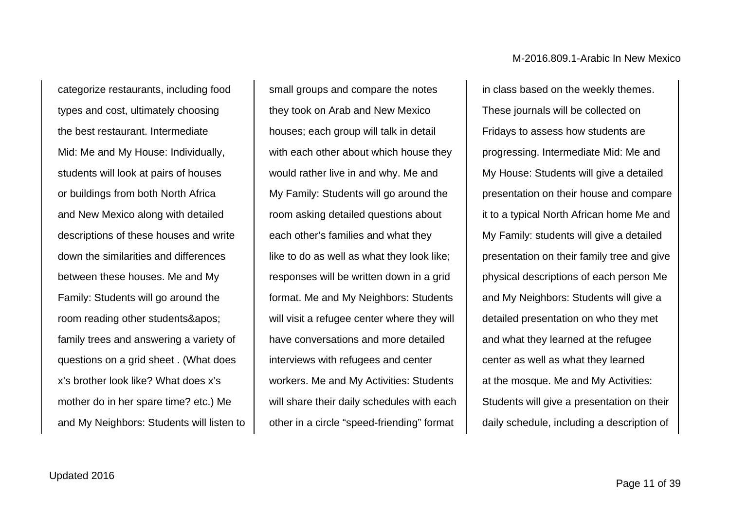categorize restaurants, including food types and cost, ultimately choosing the best restaurant. Intermediate Mid: Me and My House: Individually, students will look at pairs of houses or buildings from both North Africa and New Mexico along with detailed descriptions of these houses and write down the similarities and differences between these houses. Me and My Family: Students will go around the room reading other students&apos; family trees and answering a variety of questions on a grid sheet . (What does x's brother look like? What does x's mother do in her spare time? etc.) Me and My Neighbors: Students will listen to

small groups and compare the notes they took on Arab and New Mexico houses; each group will talk in detail with each other about which house they would rather live in and why. Me and My Family: Students will go around the room asking detailed questions about each other's families and what they like to do as well as what they look like; responses will be written down in a grid format. Me and My Neighbors: Students will visit a refugee center where they will have conversations and more detailed interviews with refugees and center workers. Me and My Activities: Students will share their daily schedules with each other in a circle "speed-friending" format

in class based on the weekly themes. These journals will be collected on Fridays to assess how students are progressing. Intermediate Mid: Me and My House: Students will give a detailed presentation on their house and compare it to a typical North African home Me and My Family: students will give a detailed presentation on their family tree and give physical descriptions of each person Me and My Neighbors: Students will give a detailed presentation on who they met and what they learned at the refugee center as well as what they learned at the mosque. Me and My Activities: Students will give a presentation on their daily schedule, including a description of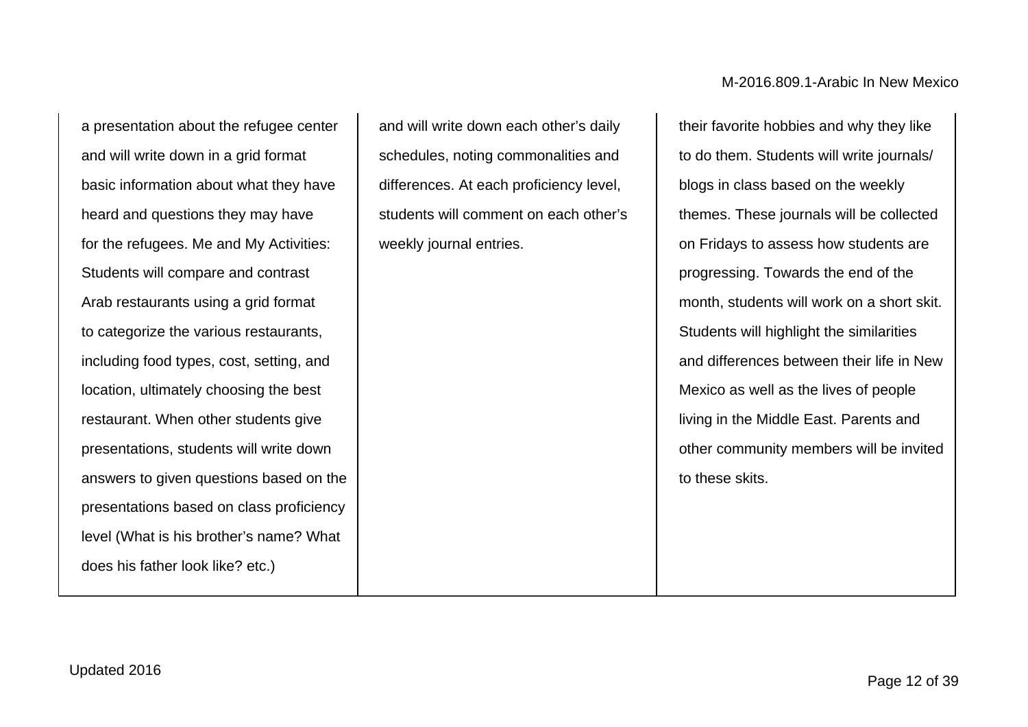| | | |
|---|---|---|
| a presentation about the refugee center and will write down in a grid format basic information about what they have heard and questions they may have for the refugees. Me and My Activities: Students will compare and contrast Arab restaurants using a grid format to categorize the various restaurants, including food types, cost, setting, and location, ultimately choosing the best restaurant. When other students give presentations, students will write down answers to given questions based on the presentations based on class proficiency level (What is his brother's name? What does his father look like? etc.) | and will write down each other's daily schedules, noting commonalities and differences. At each proficiency level, students will comment on each other's weekly journal entries. | their favorite hobbies and why they like to do them. Students will write journals/ blogs in class based on the weekly themes. These journals will be collected on Fridays to assess how students are progressing. Towards the end of the month, students will work on a short skit. Students will highlight the similarities and differences between their life in New Mexico as well as the lives of people living in the Middle East. Parents and other community members will be invited to these skits. |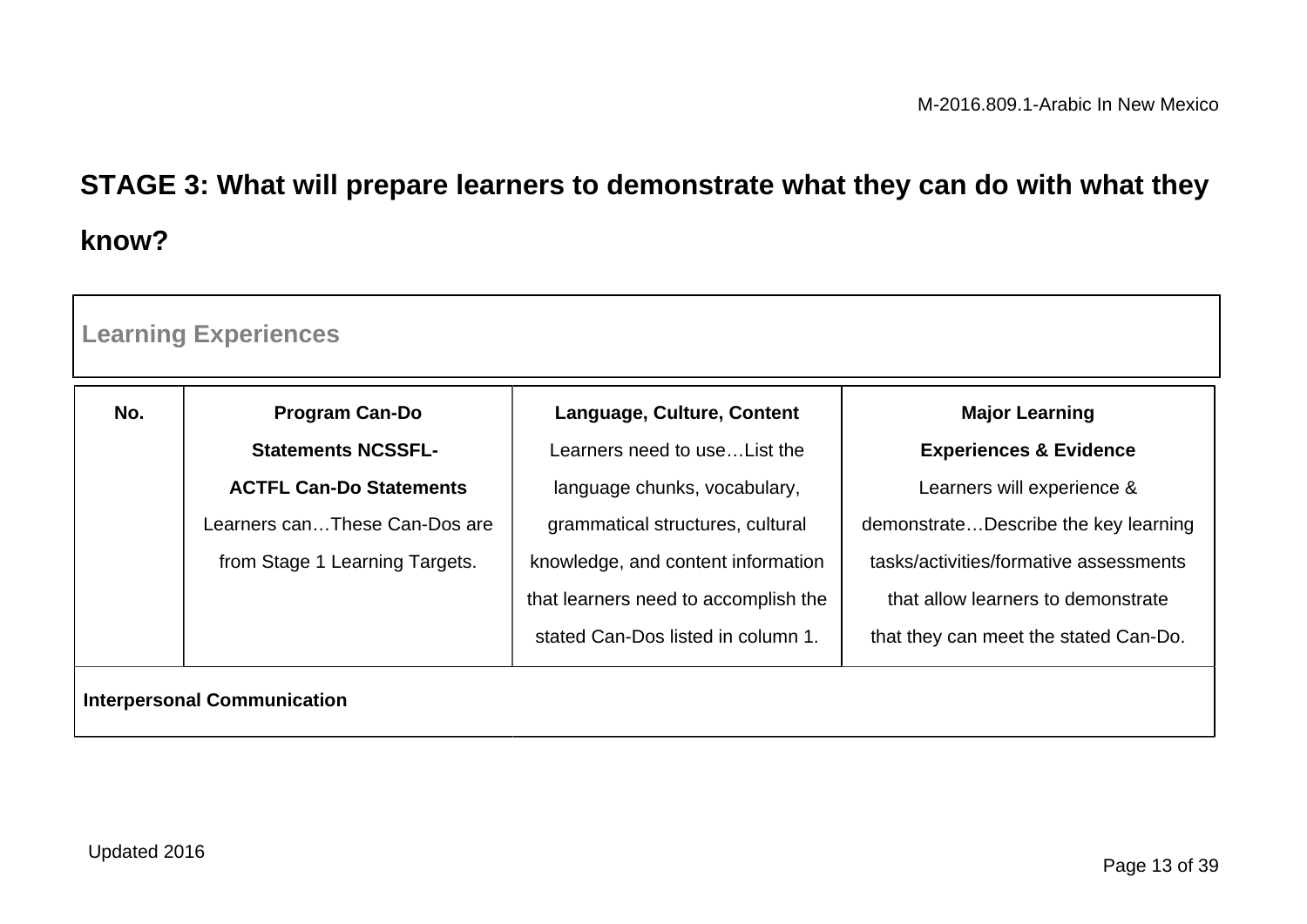## STAGE 3: What will prepare learners to demonstrate what they can do with what they know?

| Learning Experiences | | | |
|---|---|---|---|
| **No.** | **Program Can-Do Statements NCSSFL-ACTFL Can-Do Statements** Learners can…These Can-Dos are from Stage 1 Learning Targets. | **Language, Culture, Content** Learners need to use…List the language chunks, vocabulary, grammatical structures, cultural knowledge, and content information that learners need to accomplish the stated Can-Dos listed in column 1. | **Major Learning Experiences & Evidence** Learners will experience & demonstrate…Describe the key learning tasks/activities/formative assessments that allow learners to demonstrate that they can meet the stated Can-Do. |
| **Interpersonal Communication** | | | |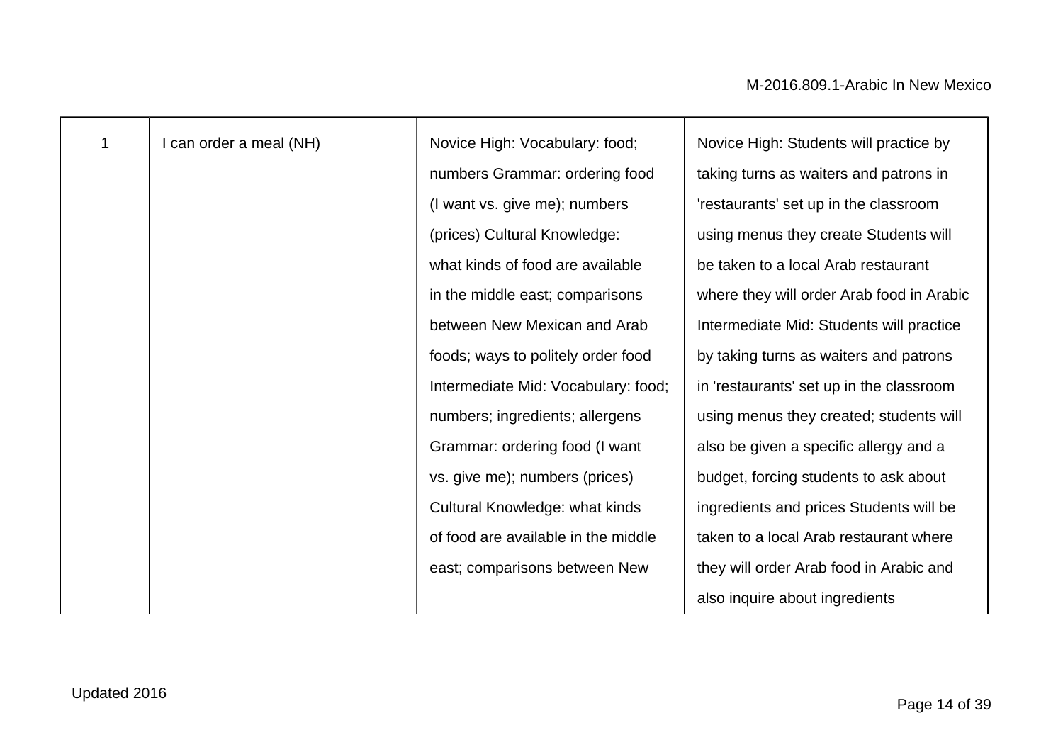| | | | |
|---|---|---|---|
| 1 | I can order a meal (NH) | Novice High: Vocabulary: food; numbers Grammar: ordering food (I want vs. give me); numbers (prices) Cultural Knowledge: what kinds of food are available in the middle east; comparisons between New Mexican and Arab foods; ways to politely order food Intermediate Mid: Vocabulary: food; numbers; ingredients; allergens Grammar: ordering food (I want vs. give me); numbers (prices) Cultural Knowledge: what kinds of food are available in the middle east; comparisons between New | Novice High: Students will practice by taking turns as waiters and patrons in 'restaurants' set up in the classroom using menus they create Students will be taken to a local Arab restaurant where they will order Arab food in Arabic Intermediate Mid: Students will practice by taking turns as waiters and patrons in 'restaurants' set up in the classroom using menus they created; students will also be given a specific allergy and a budget, forcing students to ask about ingredients and prices Students will be taken to a local Arab restaurant where they will order Arab food in Arabic and also inquire about ingredients |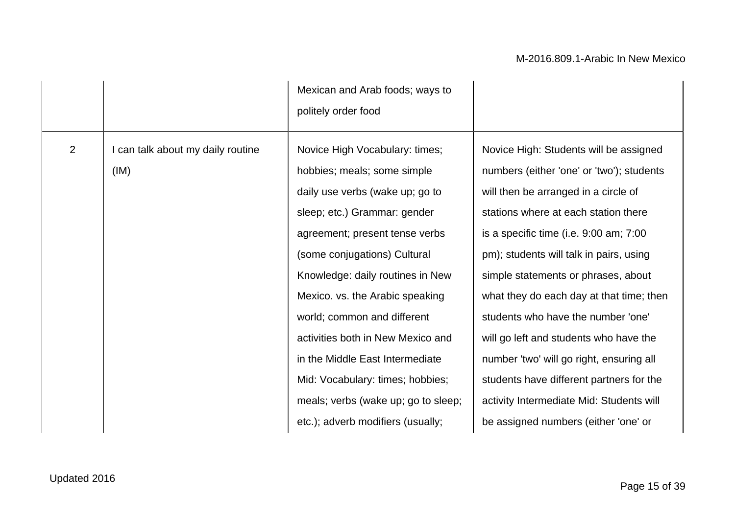| | | | |
|---|---|---|---|
| | | Mexican and Arab foods; ways to politely order food | |
| 2 | I can talk about my daily routine (IM) | Novice High Vocabulary: times; hobbies; meals; some simple daily use verbs (wake up; go to sleep; etc.) Grammar: gender agreement; present tense verbs (some conjugations) Cultural Knowledge: daily routines in New Mexico. vs. the Arabic speaking world; common and different activities both in New Mexico and in the Middle East Intermediate Mid: Vocabulary: times; hobbies; meals; verbs (wake up; go to sleep; etc.); adverb modifiers (usually; | Novice High: Students will be assigned numbers (either 'one' or 'two'); students will then be arranged in a circle of stations where at each station there is a specific time (i.e. 9:00 am; 7:00 pm); students will talk in pairs, using simple statements or phrases, about what they do each day at that time; then students who have the number 'one' will go left and students who have the number 'two' will go right, ensuring all students have different partners for the activity Intermediate Mid: Students will be assigned numbers (either 'one' or |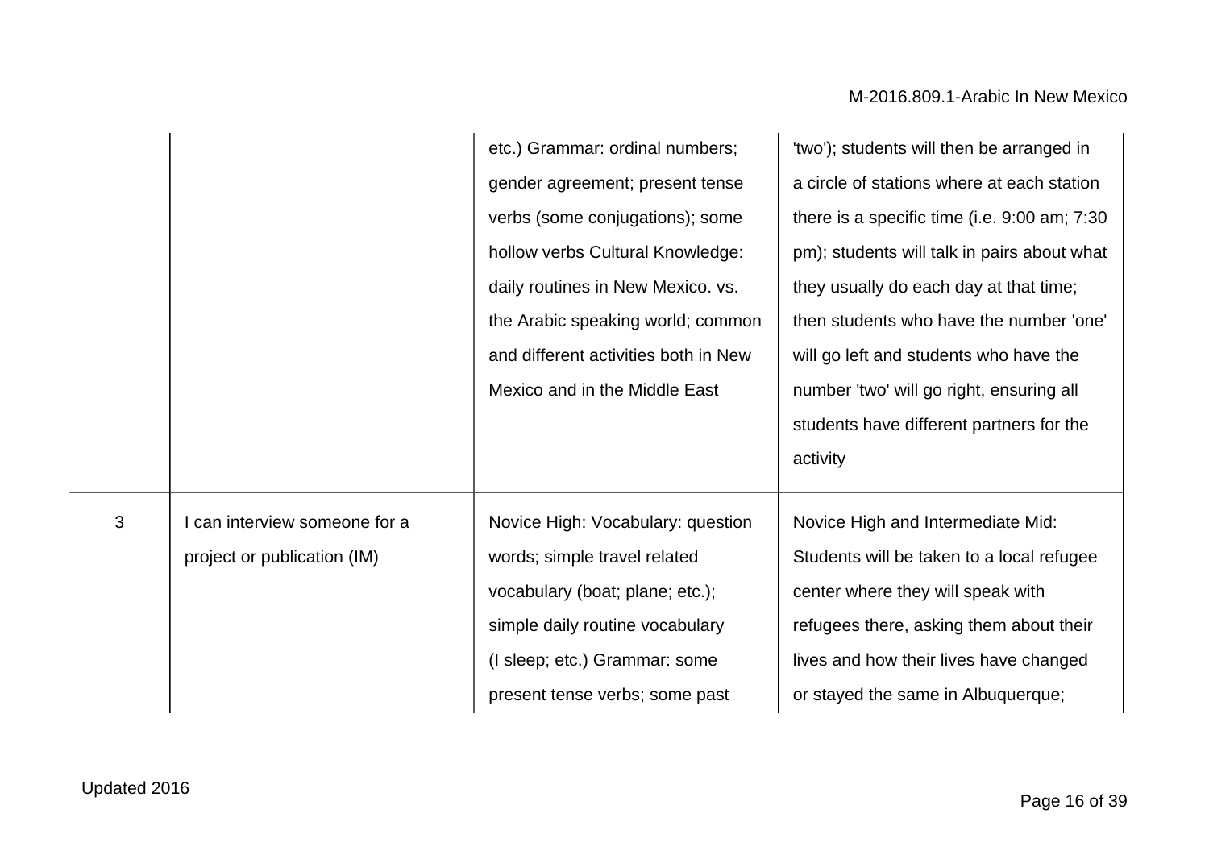| | | | |
|---|---|---|---|
| | | etc.) Grammar: ordinal numbers; gender agreement; present tense verbs (some conjugations); some hollow verbs Cultural Knowledge: daily routines in New Mexico. vs. the Arabic speaking world; common and different activities both in New Mexico and in the Middle East | 'two'); students will then be arranged in a circle of stations where at each station there is a specific time (i.e. 9:00 am; 7:30 pm); students will talk in pairs about what they usually do each day at that time; then students who have the number 'one' will go left and students who have the number 'two' will go right, ensuring all students have different partners for the activity |
| 3 | I can interview someone for a project or publication (IM) | Novice High: Vocabulary: question words; simple travel related vocabulary (boat; plane; etc.); simple daily routine vocabulary (I sleep; etc.) Grammar: some present tense verbs; some past | Novice High and Intermediate Mid: Students will be taken to a local refugee center where they will speak with refugees there, asking them about their lives and how their lives have changed or stayed the same in Albuquerque; |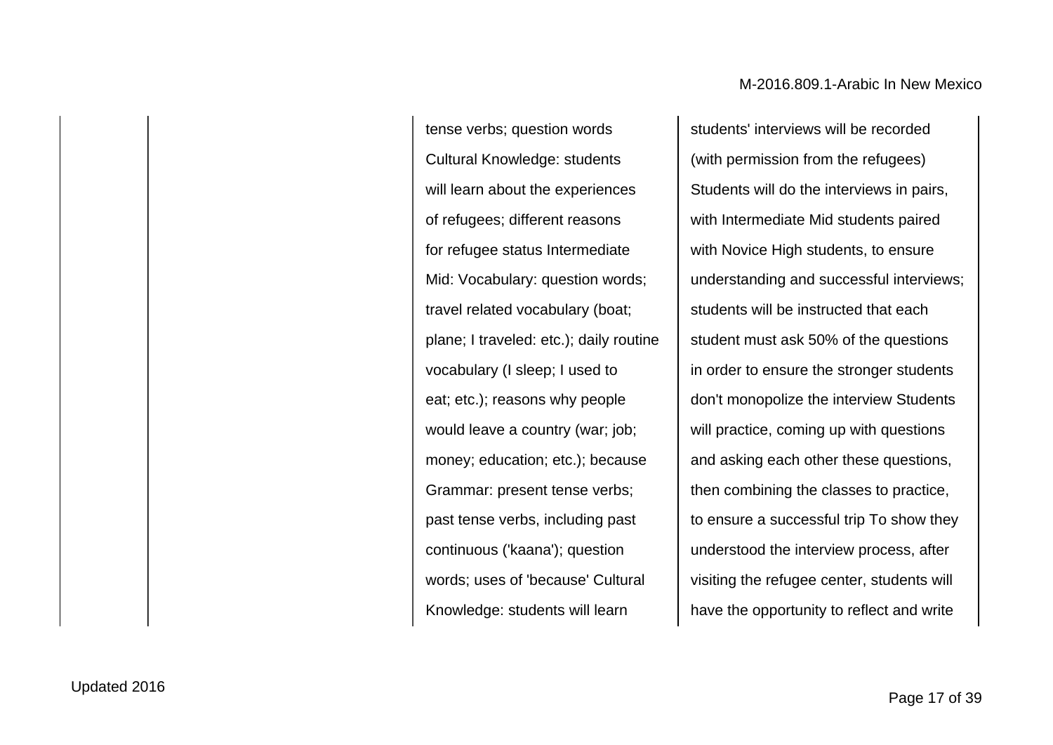| | | | |
|---|---|---|---|
| | | tense verbs; question words Cultural Knowledge: students will learn about the experiences of refugees; different reasons for refugee status Intermediate Mid: Vocabulary: question words; travel related vocabulary (boat; plane; I traveled: etc.); daily routine vocabulary (I sleep; I used to eat; etc.); reasons why people would leave a country (war; job; money; education; etc.); because Grammar: present tense verbs; past tense verbs, including past continuous ('kaana'); question words; uses of 'because' Cultural Knowledge: students will learn | students' interviews will be recorded (with permission from the refugees) Students will do the interviews in pairs, with Intermediate Mid students paired with Novice High students, to ensure understanding and successful interviews; students will be instructed that each student must ask 50% of the questions in order to ensure the stronger students don't monopolize the interview Students will practice, coming up with questions and asking each other these questions, then combining the classes to practice, to ensure a successful trip To show they understood the interview process, after visiting the refugee center, students will have the opportunity to reflect and write |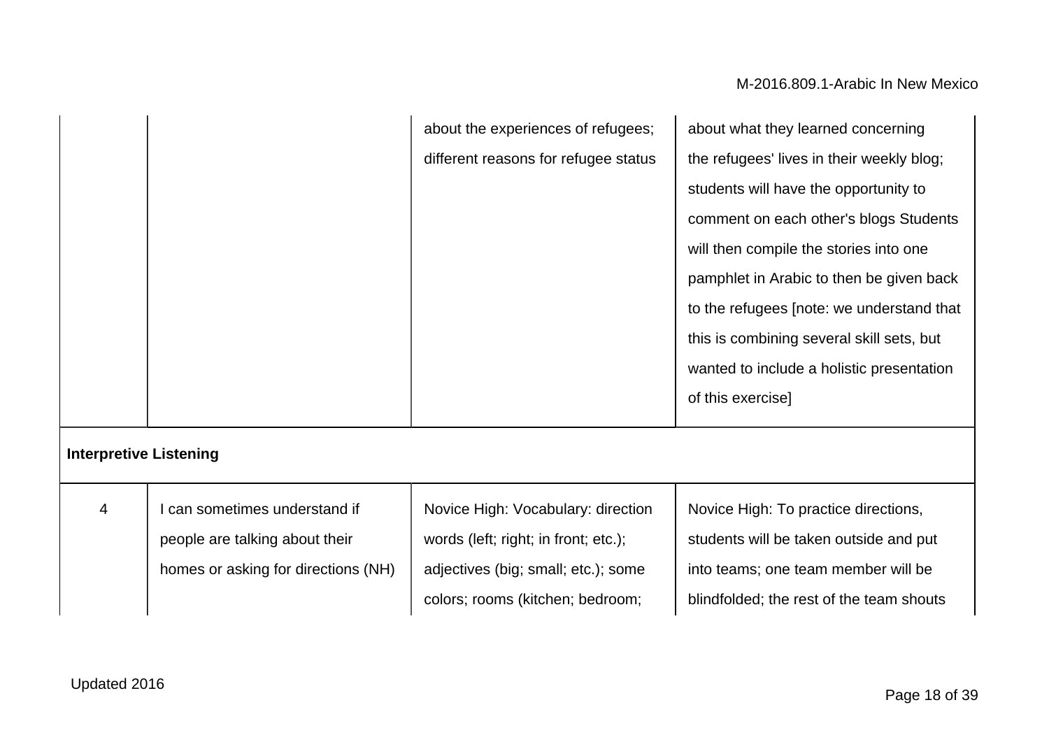| | | | |
|---|---|---|---|
| | | about the experiences of refugees; different reasons for refugee status | about what they learned concerning the refugees' lives in their weekly blog; students will have the opportunity to comment on each other's blogs Students will then compile the stories into one pamphlet in Arabic to then be given back to the refugees [note: we understand that this is combining several skill sets, but wanted to include a holistic presentation of this exercise] |
| **Interpretive Listening** | | | |
| 4 | I can sometimes understand if people are talking about their homes or asking for directions (NH) | Novice High: Vocabulary: direction words (left; right; in front; etc.); adjectives (big; small; etc.); some colors; rooms (kitchen; bedroom; | Novice High: To practice directions, students will be taken outside and put into teams; one team member will be blindfolded; the rest of the team shouts |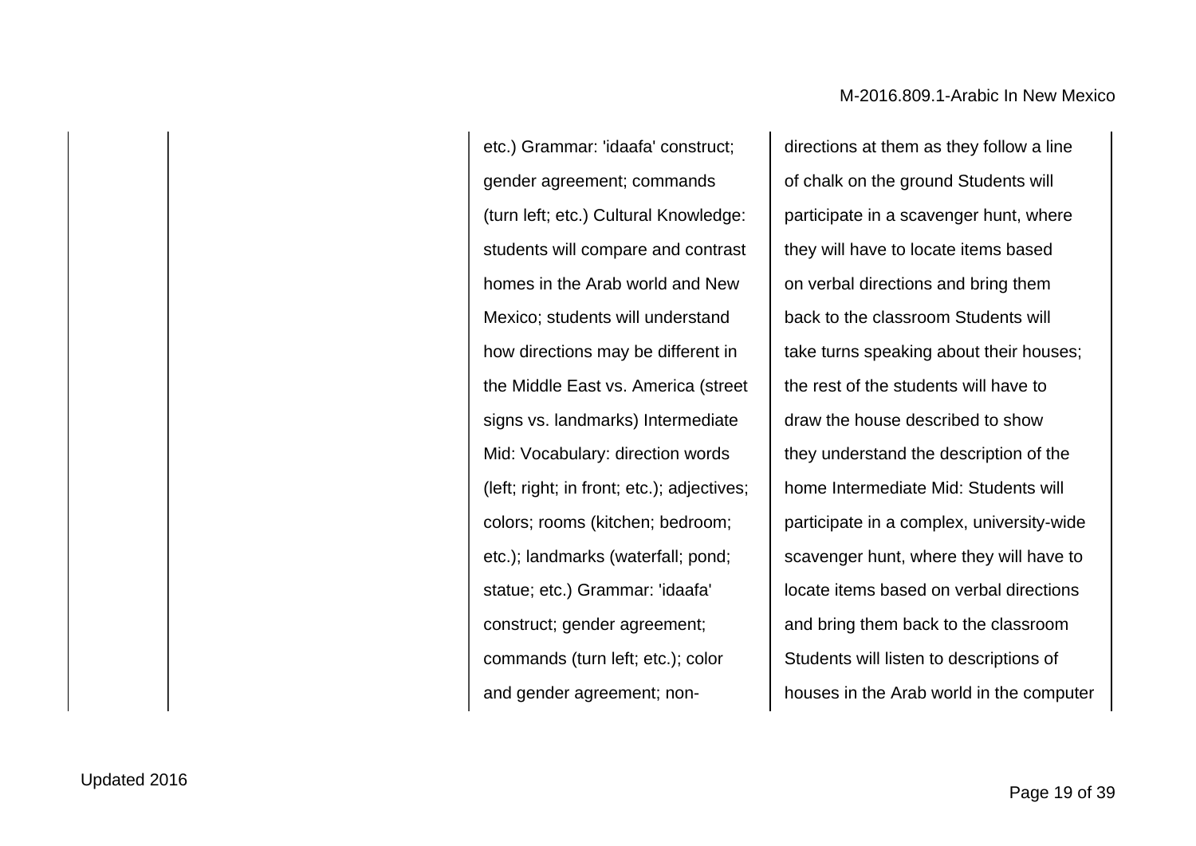| | | | |
|---|---|---|---|
| | | etc.) Grammar: 'idaafa' construct; gender agreement; commands (turn left; etc.) Cultural Knowledge: students will compare and contrast homes in the Arab world and New Mexico; students will understand how directions may be different in the Middle East vs. America (street signs vs. landmarks) Intermediate Mid: Vocabulary: direction words (left; right; in front; etc.); adjectives; colors; rooms (kitchen; bedroom; etc.); landmarks (waterfall; pond; statue; etc.) Grammar: 'idaafa' construct; gender agreement; commands (turn left; etc.); color and gender agreement; non- | directions at them as they follow a line of chalk on the ground Students will participate in a scavenger hunt, where they will have to locate items based on verbal directions and bring them back to the classroom Students will take turns speaking about their houses; the rest of the students will have to draw the house described to show they understand the description of the home Intermediate Mid: Students will participate in a complex, university-wide scavenger hunt, where they will have to locate items based on verbal directions and bring them back to the classroom Students will listen to descriptions of houses in the Arab world in the computer |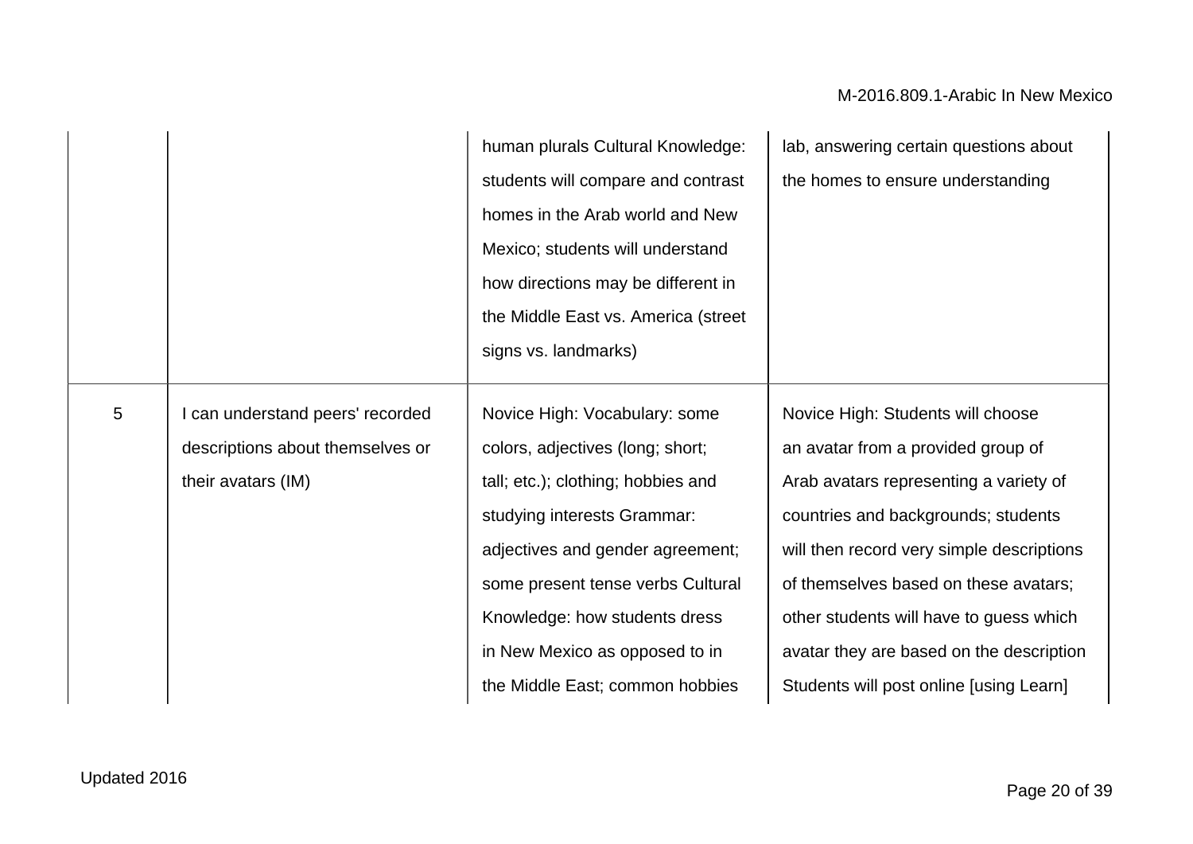| | | | |
|---|---|---|---|
| | | human plurals Cultural Knowledge: students will compare and contrast homes in the Arab world and New Mexico; students will understand how directions may be different in the Middle East vs. America (street signs vs. landmarks) | lab, answering certain questions about the homes to ensure understanding |
| 5 | I can understand peers' recorded descriptions about themselves or their avatars (IM) | Novice High: Vocabulary: some colors, adjectives (long; short; tall; etc.); clothing; hobbies and studying interests Grammar: adjectives and gender agreement; some present tense verbs Cultural Knowledge: how students dress in New Mexico as opposed to in the Middle East; common hobbies | Novice High: Students will choose an avatar from a provided group of Arab avatars representing a variety of countries and backgrounds; students will then record very simple descriptions of themselves based on these avatars; other students will have to guess which avatar they are based on the description Students will post online [using Learn] |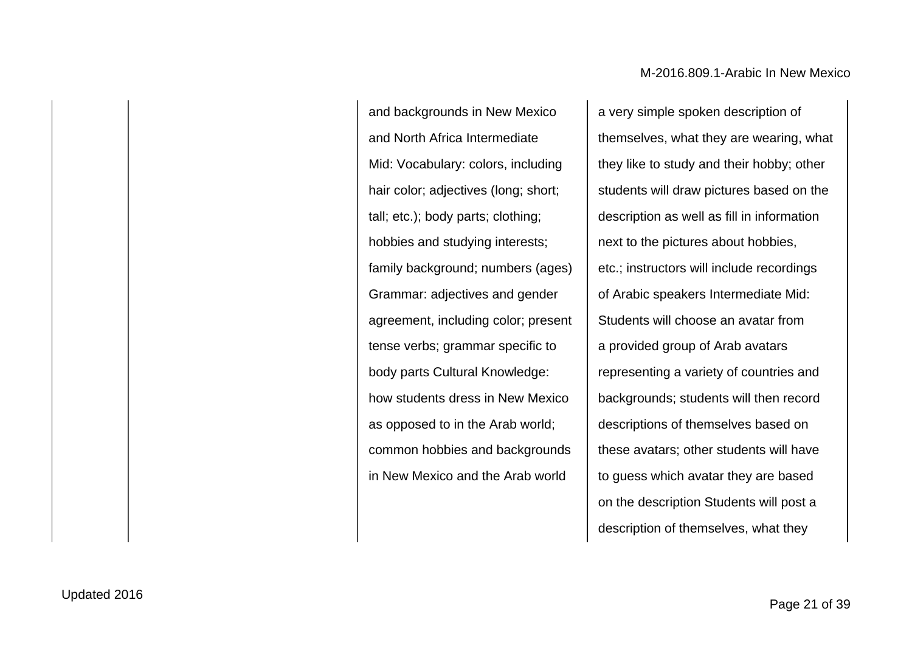|  |  |  |  |
|---|---|---|---|
|  |  | and backgrounds in New Mexico and North Africa Intermediate Mid: Vocabulary: colors, including hair color; adjectives (long; short; tall; etc.); body parts; clothing; hobbies and studying interests; family background; numbers (ages) Grammar: adjectives and gender agreement, including color; present tense verbs; grammar specific to body parts Cultural Knowledge: how students dress in New Mexico as opposed to in the Arab world; common hobbies and backgrounds in New Mexico and the Arab world | a very simple spoken description of themselves, what they are wearing, what they like to study and their hobby; other students will draw pictures based on the description as well as fill in information next to the pictures about hobbies, etc.; instructors will include recordings of Arabic speakers Intermediate Mid: Students will choose an avatar from a provided group of Arab avatars representing a variety of countries and backgrounds; students will then record descriptions of themselves based on these avatars; other students will have to guess which avatar they are based on the description Students will post a description of themselves, what they |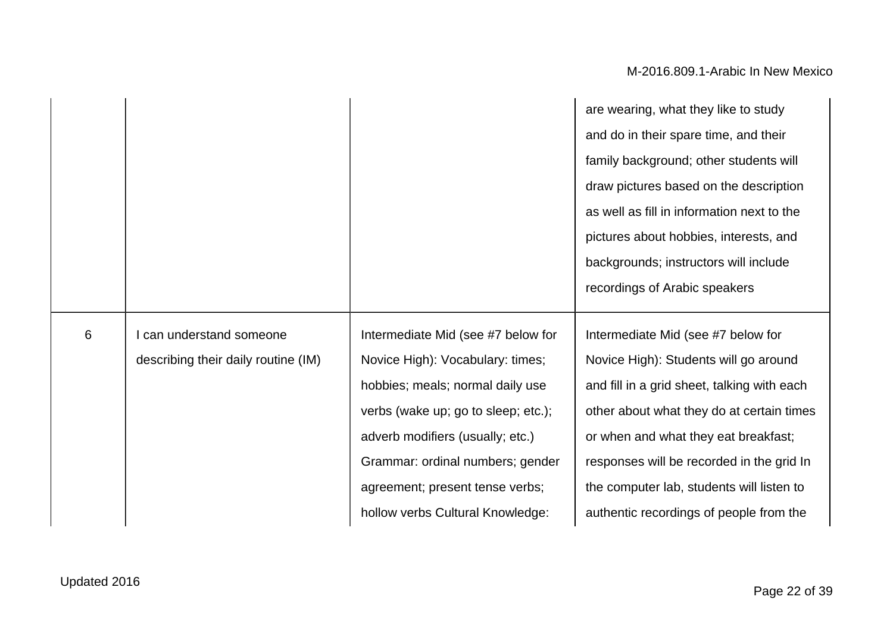| | | | |
|---|---|---|---|
| | | | are wearing, what they like to study and do in their spare time, and their family background; other students will draw pictures based on the description as well as fill in information next to the pictures about hobbies, interests, and backgrounds; instructors will include recordings of Arabic speakers |
| 6 | I can understand someone describing their daily routine (IM) | Intermediate Mid (see #7 below for Novice High): Vocabulary: times; hobbies; meals; normal daily use verbs (wake up; go to sleep; etc.); adverb modifiers (usually; etc.) Grammar: ordinal numbers; gender agreement; present tense verbs; hollow verbs Cultural Knowledge: | Intermediate Mid (see #7 below for Novice High): Students will go around and fill in a grid sheet, talking with each other about what they do at certain times or when and what they eat breakfast; responses will be recorded in the grid In the computer lab, students will listen to authentic recordings of people from the |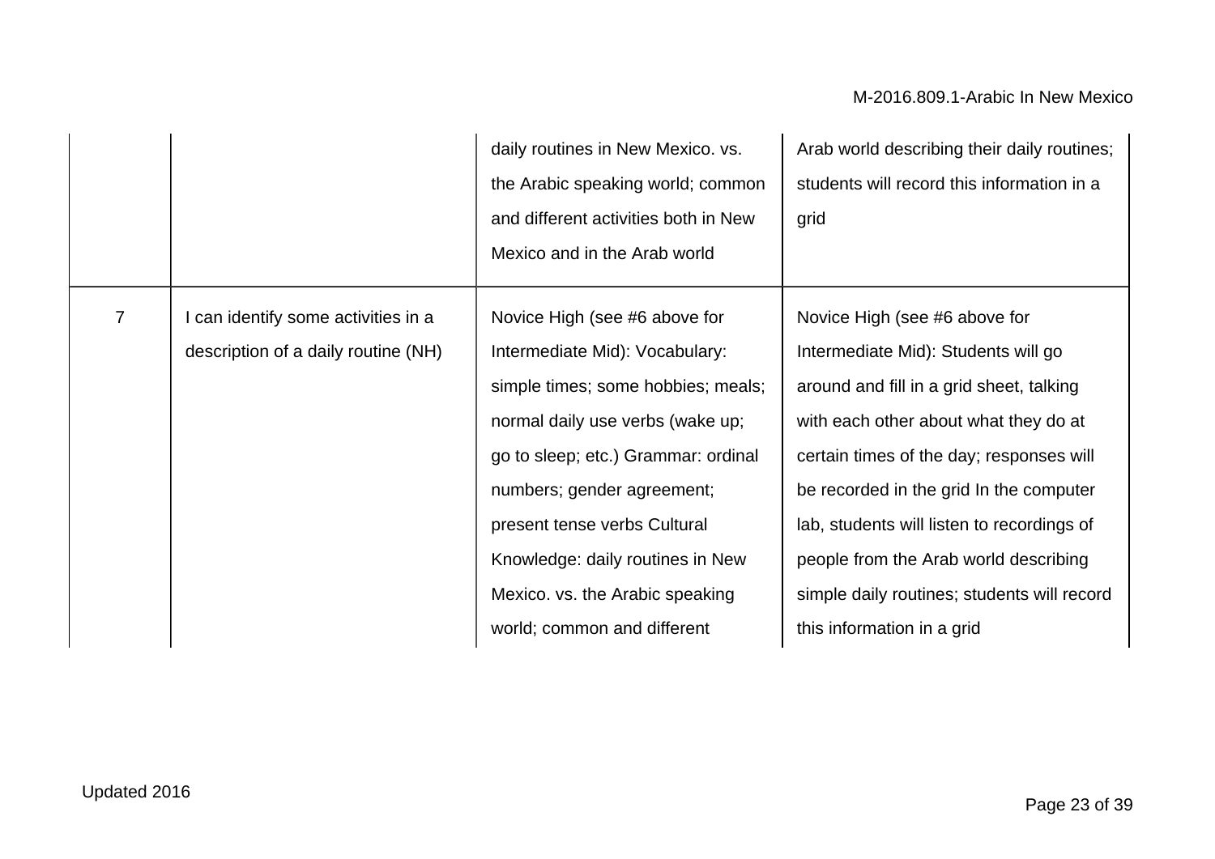| | | | |
|---|---|---|---|
| | | daily routines in New Mexico. vs. the Arabic speaking world; common and different activities both in New Mexico and in the Arab world | Arab world describing their daily routines; students will record this information in a grid |
| 7 | I can identify some activities in a description of a daily routine (NH) | Novice High (see #6 above for Intermediate Mid): Vocabulary: simple times; some hobbies; meals; normal daily use verbs (wake up; go to sleep; etc.) Grammar: ordinal numbers; gender agreement; present tense verbs Cultural Knowledge: daily routines in New Mexico. vs. the Arabic speaking world; common and different | Novice High (see #6 above for Intermediate Mid): Students will go around and fill in a grid sheet, talking with each other about what they do at certain times of the day; responses will be recorded in the grid In the computer lab, students will listen to recordings of people from the Arab world describing simple daily routines; students will record this information in a grid |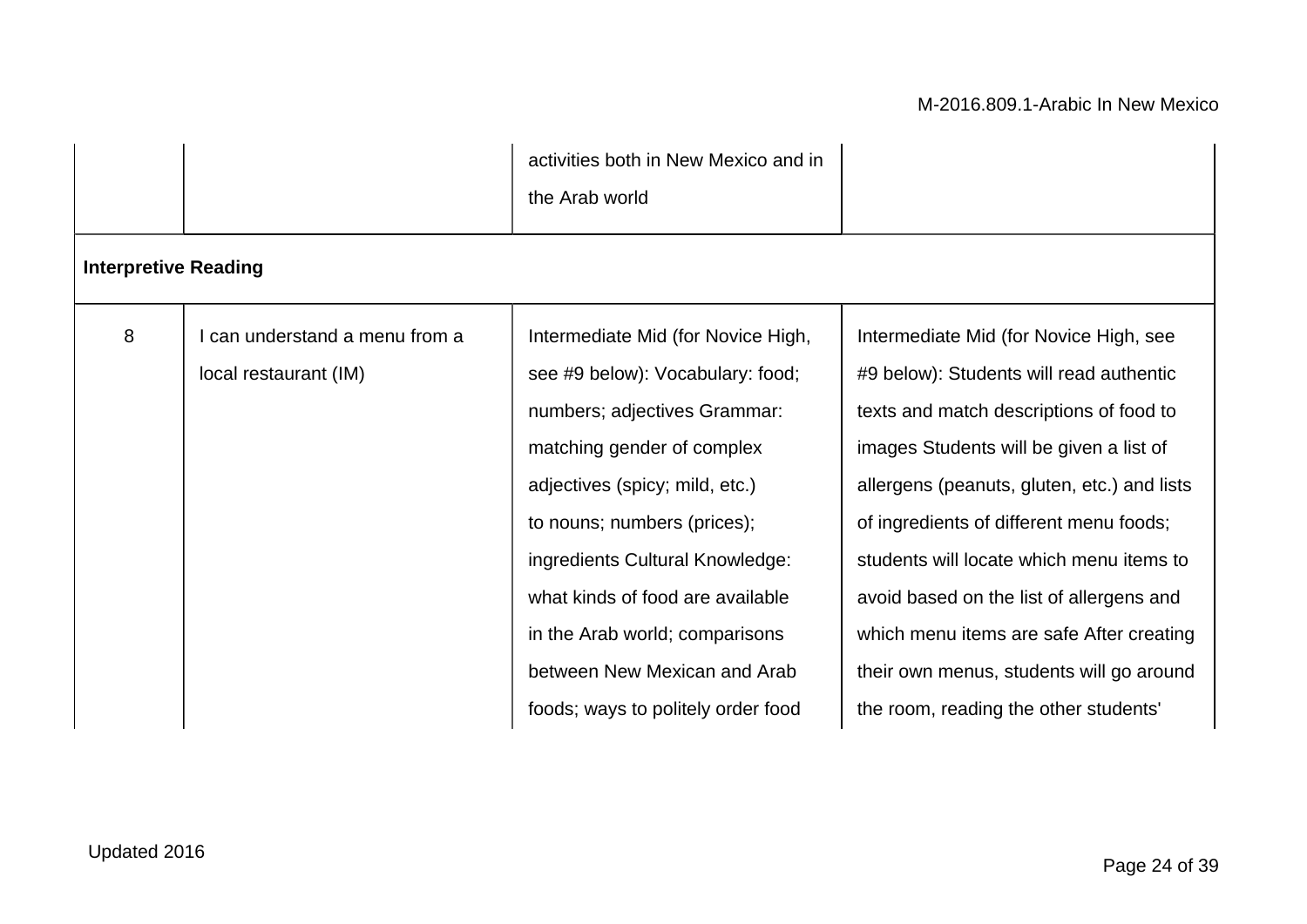| | | | |
|---|---|---|---|
| | | activities both in New Mexico and in the Arab world | |
| **Interpretive Reading** | | | |
| 8 | I can understand a menu from a local restaurant (IM) | Intermediate Mid (for Novice High, see #9 below): Vocabulary: food; numbers; adjectives Grammar: matching gender of complex adjectives (spicy; mild, etc.) to nouns; numbers (prices); ingredients Cultural Knowledge: what kinds of food are available in the Arab world; comparisons between New Mexican and Arab foods; ways to politely order food | Intermediate Mid (for Novice High, see #9 below): Students will read authentic texts and match descriptions of food to images Students will be given a list of allergens (peanuts, gluten, etc.) and lists of ingredients of different menu foods; students will locate which menu items to avoid based on the list of allergens and which menu items are safe After creating their own menus, students will go around the room, reading the other students' |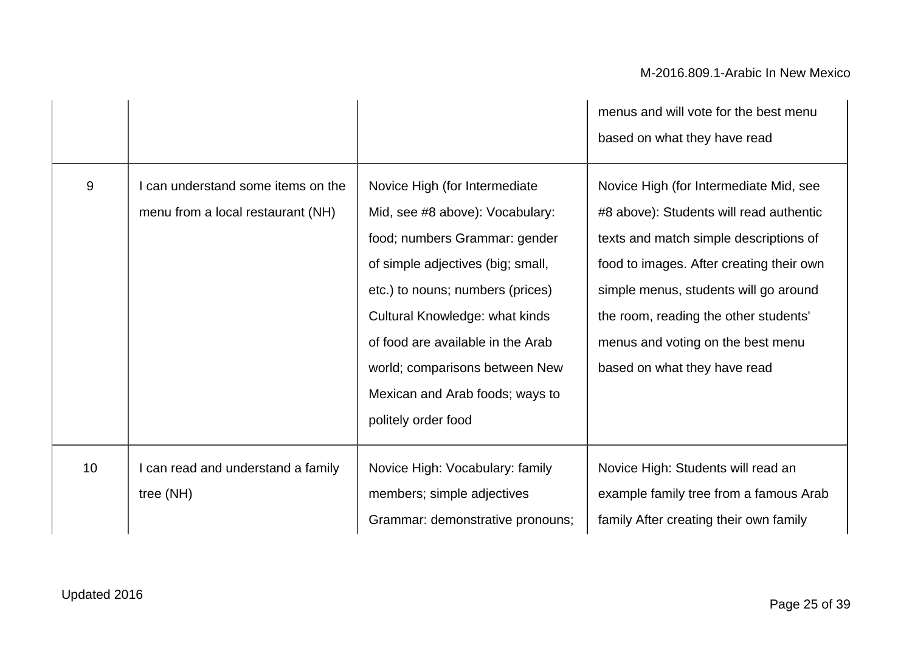| | | | |
|---|---|---|---|
| | | | menus and will vote for the best menu based on what they have read |
| 9 | I can understand some items on the menu from a local restaurant (NH) | Novice High (for Intermediate Mid, see #8 above): Vocabulary: food; numbers Grammar: gender of simple adjectives (big; small, etc.) to nouns; numbers (prices) Cultural Knowledge: what kinds of food are available in the Arab world; comparisons between New Mexican and Arab foods; ways to politely order food | Novice High (for Intermediate Mid, see #8 above): Students will read authentic texts and match simple descriptions of food to images. After creating their own simple menus, students will go around the room, reading the other students' menus and voting on the best menu based on what they have read |
| 10 | I can read and understand a family tree (NH) | Novice High: Vocabulary: family members; simple adjectives Grammar: demonstrative pronouns; | Novice High: Students will read an example family tree from a famous Arab family After creating their own family |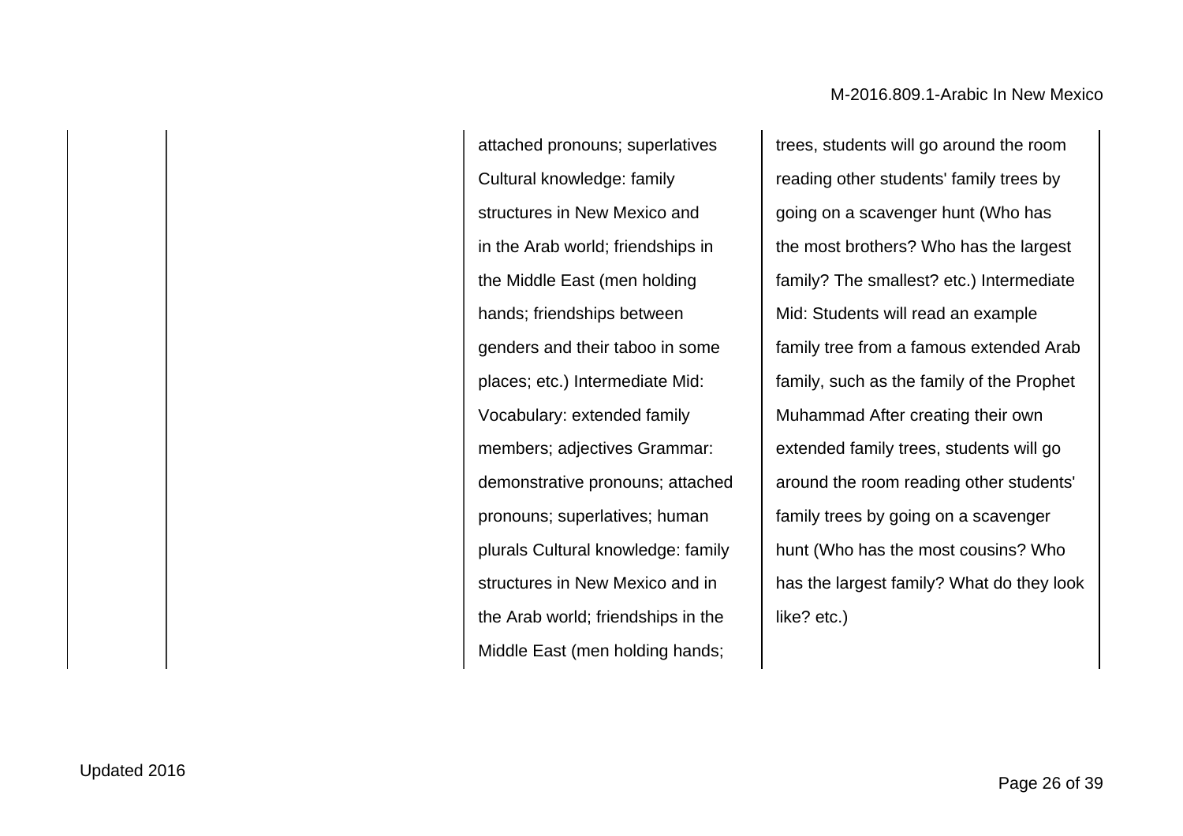| | | | |
|---|---|---|---|
| | | attached pronouns; superlatives Cultural knowledge: family structures in New Mexico and in the Arab world; friendships in the Middle East (men holding hands; friendships between genders and their taboo in some places; etc.) Intermediate Mid: Vocabulary: extended family members; adjectives Grammar: demonstrative pronouns; attached pronouns; superlatives; human plurals Cultural knowledge: family structures in New Mexico and in the Arab world; friendships in the Middle East (men holding hands; | trees, students will go around the room reading other students' family trees by going on a scavenger hunt (Who has the most brothers? Who has the largest family? The smallest? etc.) Intermediate Mid: Students will read an example family tree from a famous extended Arab family, such as the family of the Prophet Muhammad After creating their own extended family trees, students will go around the room reading other students' family trees by going on a scavenger hunt (Who has the most cousins? Who has the largest family? What do they look like? etc.) |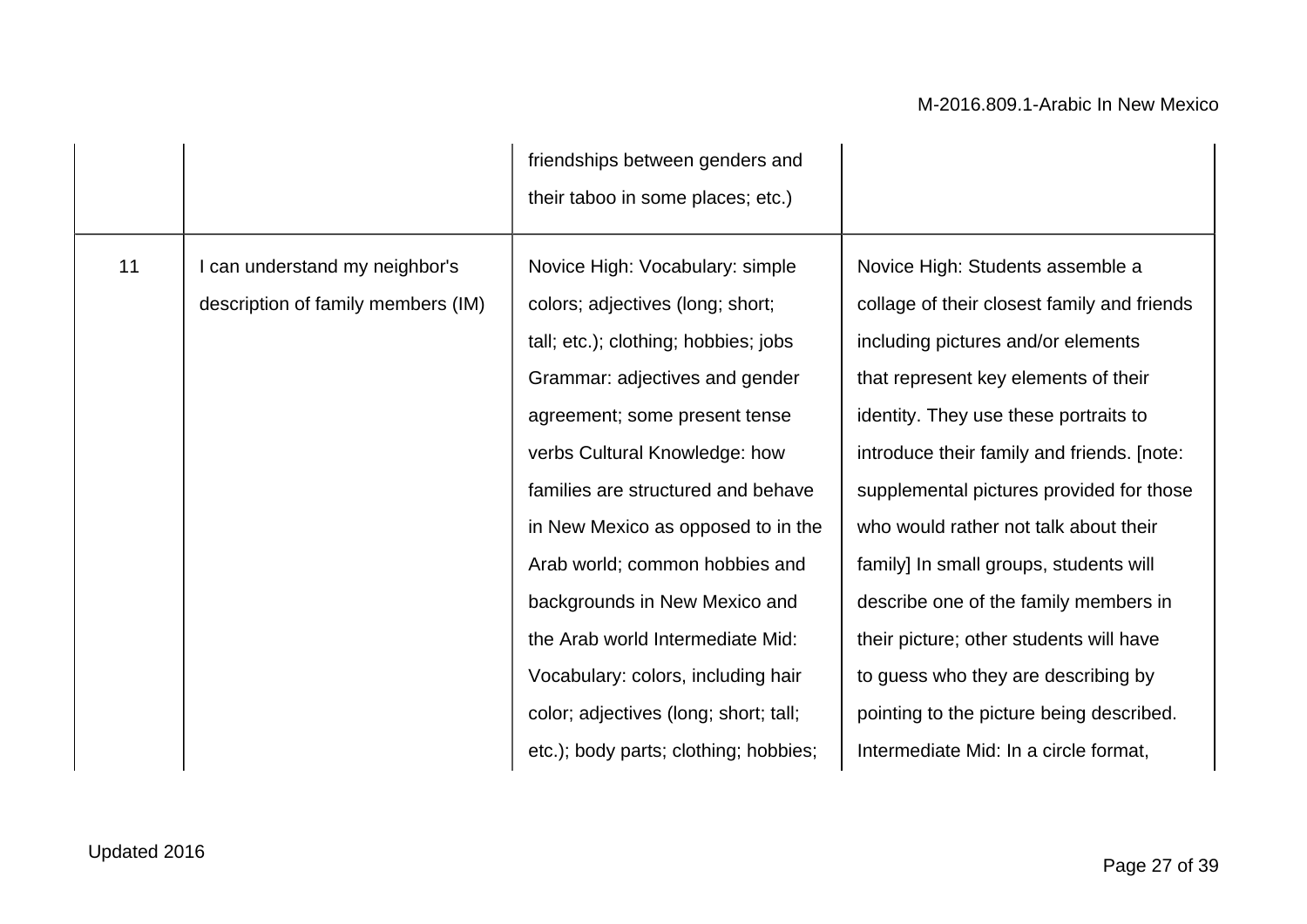| | | | |
|---|---|---|---|
| | | friendships between genders and their taboo in some places; etc.) | |
| 11 | I can understand my neighbor's description of family members (IM) | Novice High: Vocabulary: simple colors; adjectives (long; short; tall; etc.); clothing; hobbies; jobs Grammar: adjectives and gender agreement; some present tense verbs Cultural Knowledge: how families are structured and behave in New Mexico as opposed to in the Arab world; common hobbies and backgrounds in New Mexico and the Arab world Intermediate Mid: Vocabulary: colors, including hair color; adjectives (long; short; tall; etc.); body parts; clothing; hobbies; | Novice High: Students assemble a collage of their closest family and friends including pictures and/or elements that represent key elements of their identity. They use these portraits to introduce their family and friends. [note: supplemental pictures provided for those who would rather not talk about their family] In small groups, students will describe one of the family members in their picture; other students will have to guess who they are describing by pointing to the picture being described. Intermediate Mid: In a circle format, |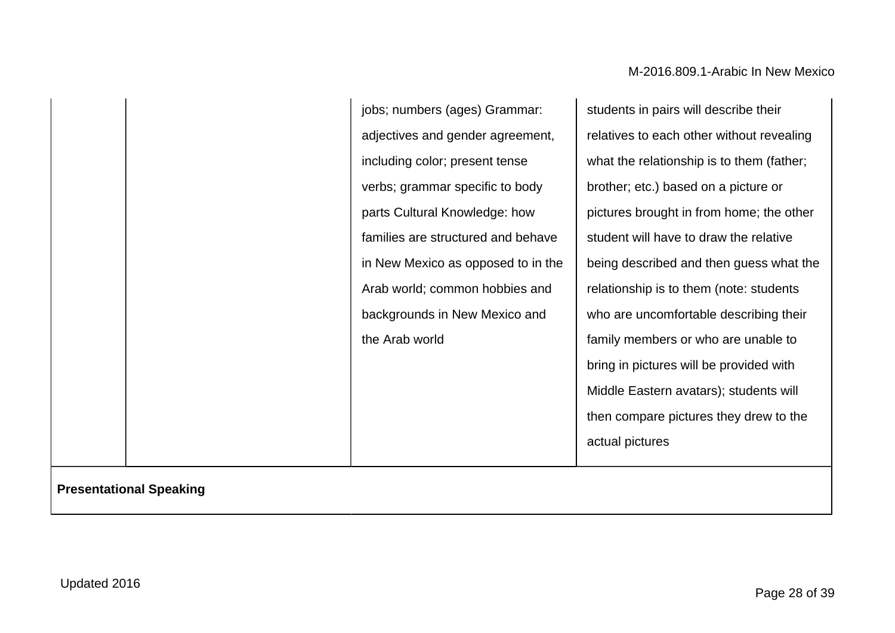| | | | |
|---|---|---|---|
| | | jobs; numbers (ages) Grammar: adjectives and gender agreement, including color; present tense verbs; grammar specific to body parts Cultural Knowledge: how families are structured and behave in New Mexico as opposed to in the Arab world; common hobbies and backgrounds in New Mexico and the Arab world | students in pairs will describe their relatives to each other without revealing what the relationship is to them (father; brother; etc.) based on a picture or pictures brought in from home; the other student will have to draw the relative being described and then guess what the relationship is to them (note: students who are uncomfortable describing their family members or who are unable to bring in pictures will be provided with Middle Eastern avatars); students will then compare pictures they drew to the actual pictures |
| **Presentational Speaking** | | | |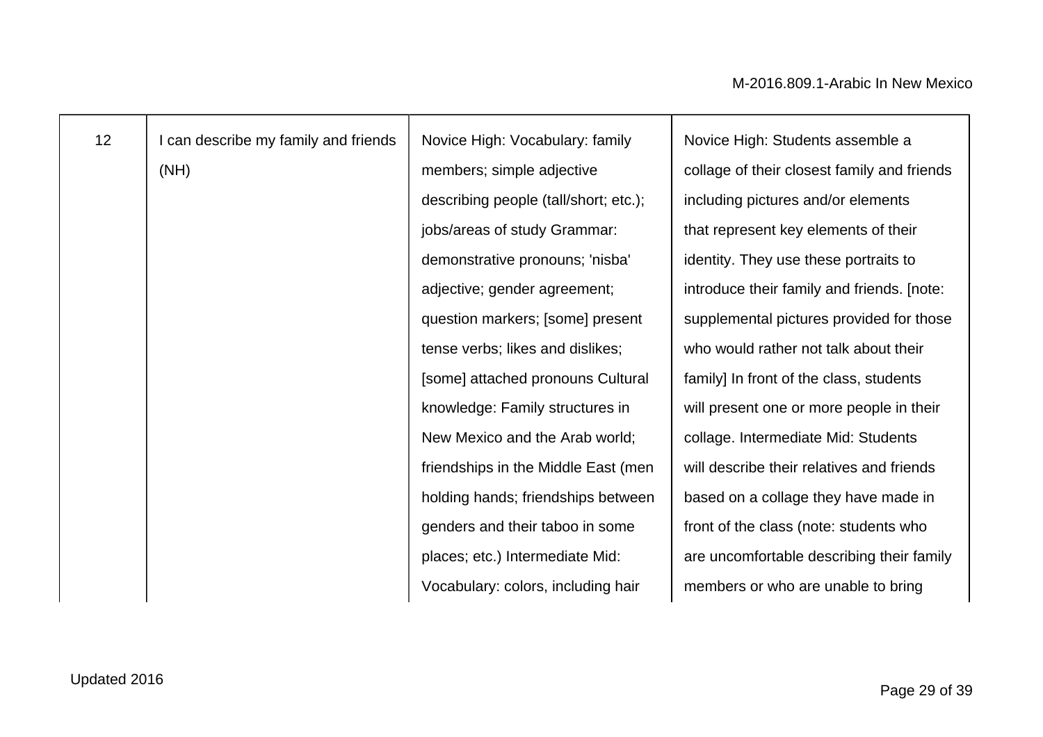| 12 | I can describe my family and friends (NH) | Novice High: Vocabulary: family members; simple adjective describing people (tall/short; etc.); jobs/areas of study Grammar: demonstrative pronouns; 'nisba' adjective; gender agreement; question markers; [some] present tense verbs; likes and dislikes; [some] attached pronouns Cultural knowledge: Family structures in New Mexico and the Arab world; friendships in the Middle East (men holding hands; friendships between genders and their taboo in some places; etc.) Intermediate Mid: Vocabulary: colors, including hair | Novice High: Students assemble a collage of their closest family and friends including pictures and/or elements that represent key elements of their identity. They use these portraits to introduce their family and friends. [note: supplemental pictures provided for those who would rather not talk about their family] In front of the class, students will present one or more people in their collage. Intermediate Mid: Students will describe their relatives and friends based on a collage they have made in front of the class (note: students who are uncomfortable describing their family members or who are unable to bring |
|---|---|---|---|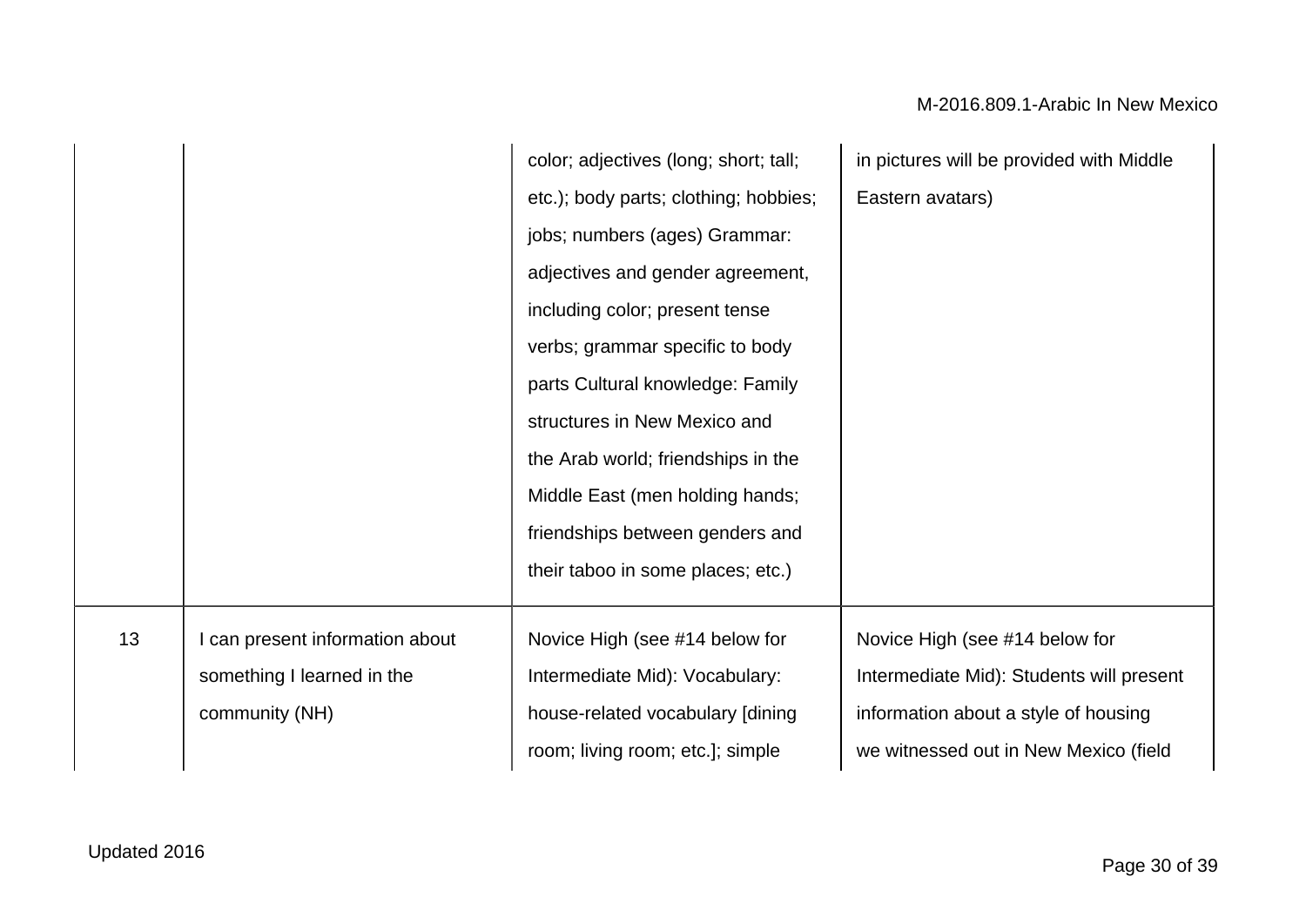| | | | |
|---|---|---|---|
| | | color; adjectives (long; short; tall; etc.); body parts; clothing; hobbies; jobs; numbers (ages) Grammar: adjectives and gender agreement, including color; present tense verbs; grammar specific to body parts Cultural knowledge: Family structures in New Mexico and the Arab world; friendships in the Middle East (men holding hands; friendships between genders and their taboo in some places; etc.) | in pictures will be provided with Middle Eastern avatars) |
| 13 | I can present information about something I learned in the community (NH) | Novice High (see #14 below for Intermediate Mid): Vocabulary: house-related vocabulary [dining room; living room; etc.]; simple | Novice High (see #14 below for Intermediate Mid): Students will present information about a style of housing we witnessed out in New Mexico (field |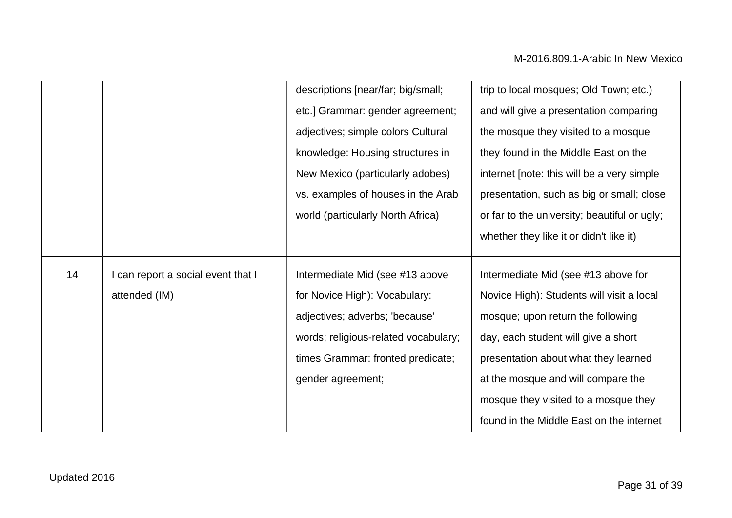|  |  |  |  |
|---|---|---|---|
|  |  | descriptions [near/far; big/small; etc.] Grammar: gender agreement; adjectives; simple colors Cultural knowledge: Housing structures in New Mexico (particularly adobes) vs. examples of houses in the Arab world (particularly North Africa) | trip to local mosques; Old Town; etc.) and will give a presentation comparing the mosque they visited to a mosque they found in the Middle East on the internet [note: this will be a very simple presentation, such as big or small; close or far to the university; beautiful or ugly; whether they like it or didn't like it) |
| 14 | I can report a social event that I attended (IM) | Intermediate Mid (see #13 above for Novice High): Vocabulary: adjectives; adverbs; 'because' words; religious-related vocabulary; times Grammar: fronted predicate; gender agreement; | Intermediate Mid (see #13 above for Novice High): Students will visit a local mosque; upon return the following day, each student will give a short presentation about what they learned at the mosque and will compare the mosque they visited to a mosque they found in the Middle East on the internet |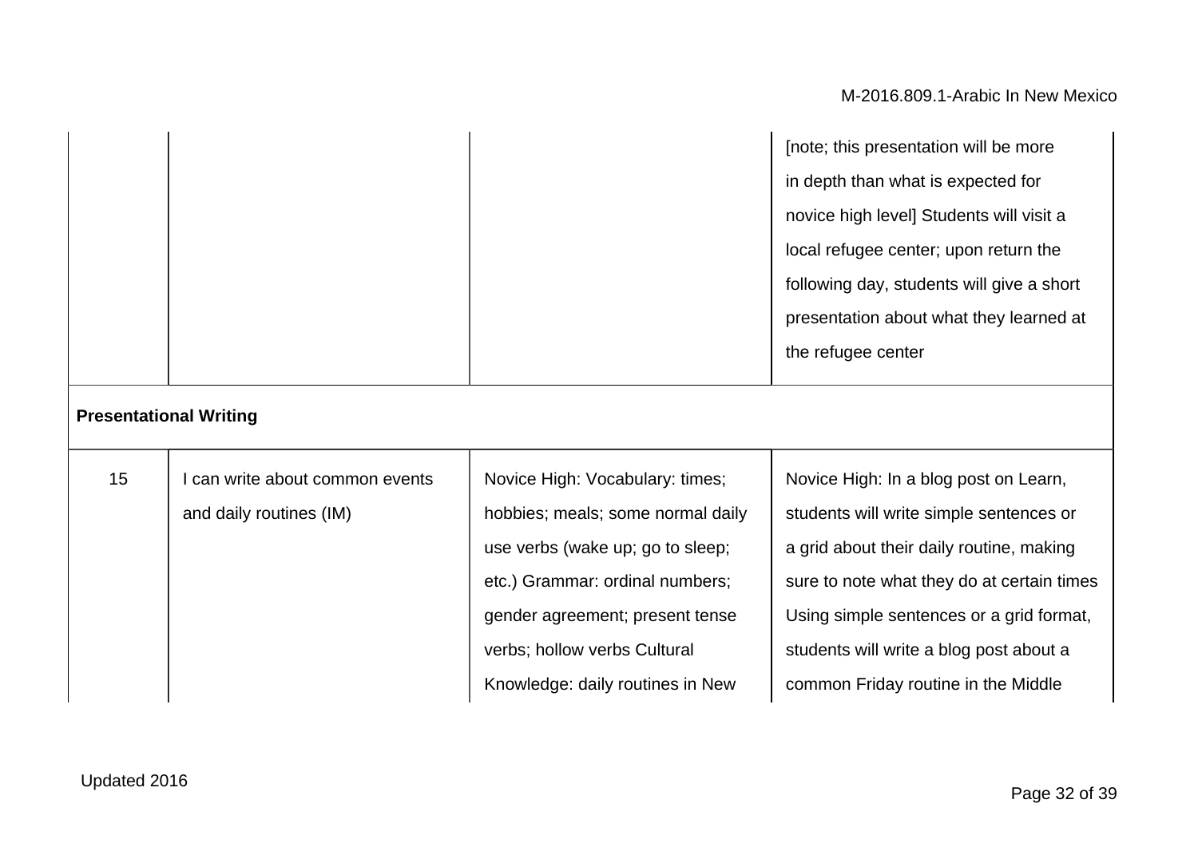| | | | |
|---|---|---|---|
| | | | [note; this presentation will be more in depth than what is expected for novice high level] Students will visit a local refugee center; upon return the following day, students will give a short presentation about what they learned at the refugee center |
| **Presentational Writing** | | | |
| 15 | I can write about common events and daily routines (IM) | Novice High: Vocabulary: times; hobbies; meals; some normal daily use verbs (wake up; go to sleep; etc.) Grammar: ordinal numbers; gender agreement; present tense verbs; hollow verbs Cultural Knowledge: daily routines in New | Novice High: In a blog post on Learn, students will write simple sentences or a grid about their daily routine, making sure to note what they do at certain times Using simple sentences or a grid format, students will write a blog post about a common Friday routine in the Middle |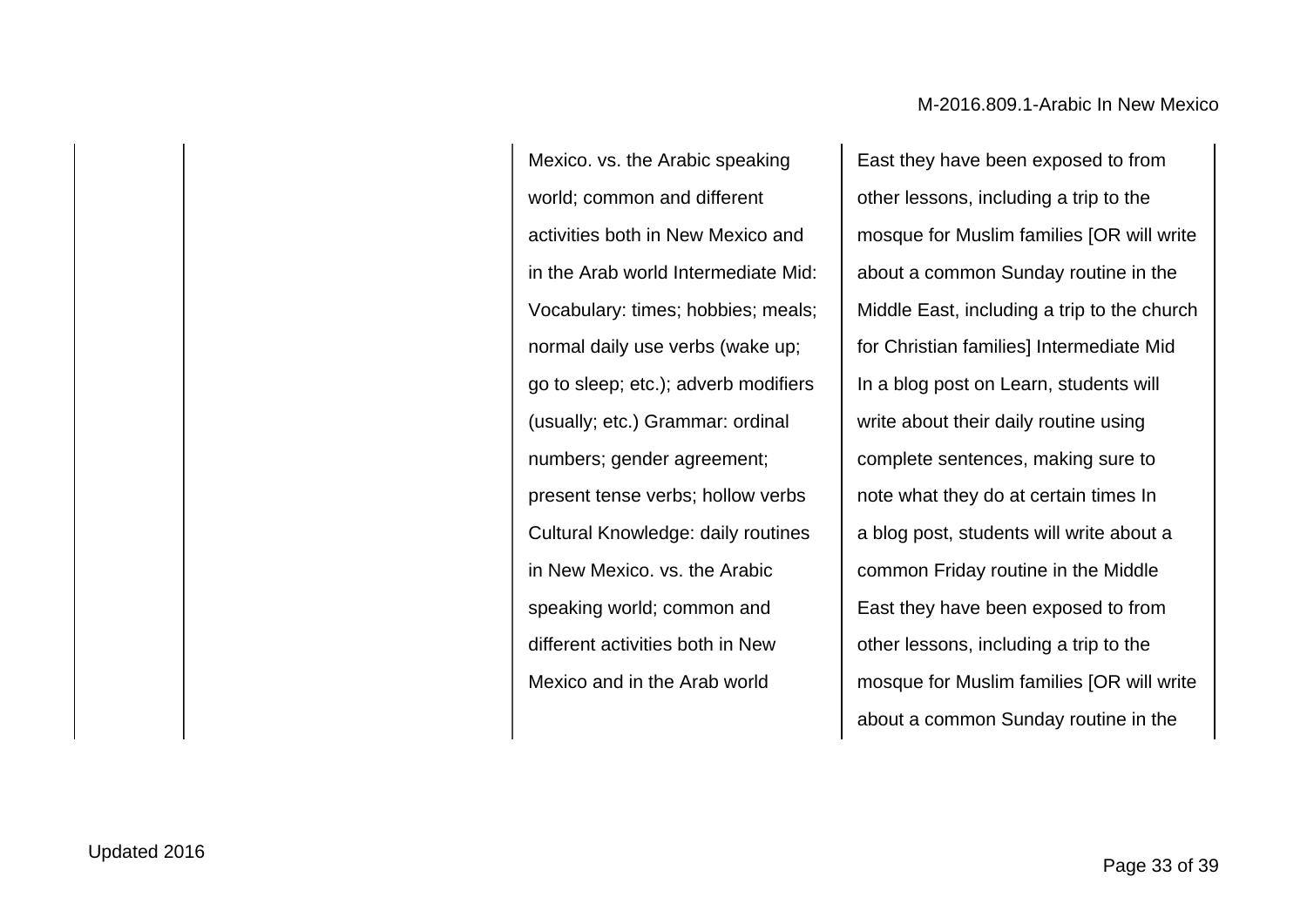| | | | |
|---|---|---|---|
| | | Mexico. vs. the Arabic speaking world; common and different activities both in New Mexico and in the Arab world Intermediate Mid: Vocabulary: times; hobbies; meals; normal daily use verbs (wake up; go to sleep; etc.); adverb modifiers (usually; etc.) Grammar: ordinal numbers; gender agreement; present tense verbs; hollow verbs Cultural Knowledge: daily routines in New Mexico. vs. the Arabic speaking world; common and different activities both in New Mexico and in the Arab world | East they have been exposed to from other lessons, including a trip to the mosque for Muslim families [OR will write about a common Sunday routine in the Middle East, including a trip to the church for Christian families] Intermediate Mid In a blog post on Learn, students will write about their daily routine using complete sentences, making sure to note what they do at certain times In a blog post, students will write about a common Friday routine in the Middle East they have been exposed to from other lessons, including a trip to the mosque for Muslim families [OR will write about a common Sunday routine in the |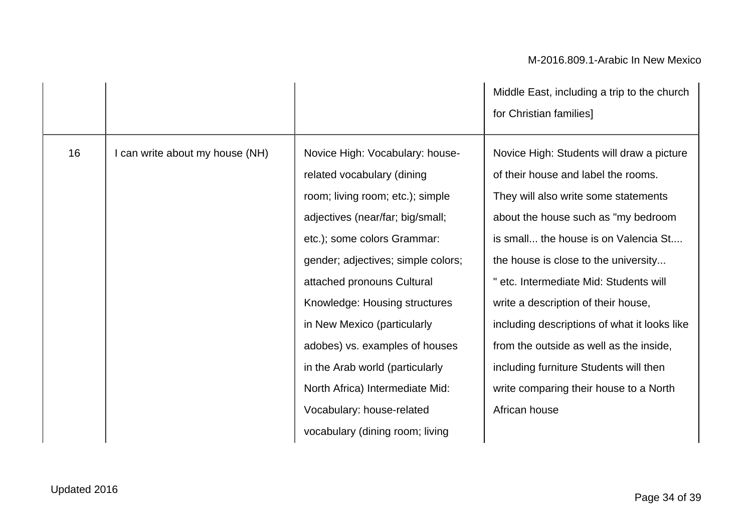| | | | |
|---|---|---|---|
| | | | Middle East, including a trip to the church for Christian families] |
| 16 | I can write about my house (NH) | Novice High: Vocabulary: house-related vocabulary (dining room; living room; etc.); simple adjectives (near/far; big/small; etc.); some colors Grammar: gender; adjectives; simple colors; attached pronouns Cultural Knowledge: Housing structures in New Mexico (particularly adobes) vs. examples of houses in the Arab world (particularly North Africa) Intermediate Mid: Vocabulary: house-related vocabulary (dining room; living | Novice High: Students will draw a picture of their house and label the rooms. They will also write some statements about the house such as "my bedroom is small... the house is on Valencia St.... the house is close to the university... " etc. Intermediate Mid: Students will write a description of their house, including descriptions of what it looks like from the outside as well as the inside, including furniture Students will then write comparing their house to a North African house |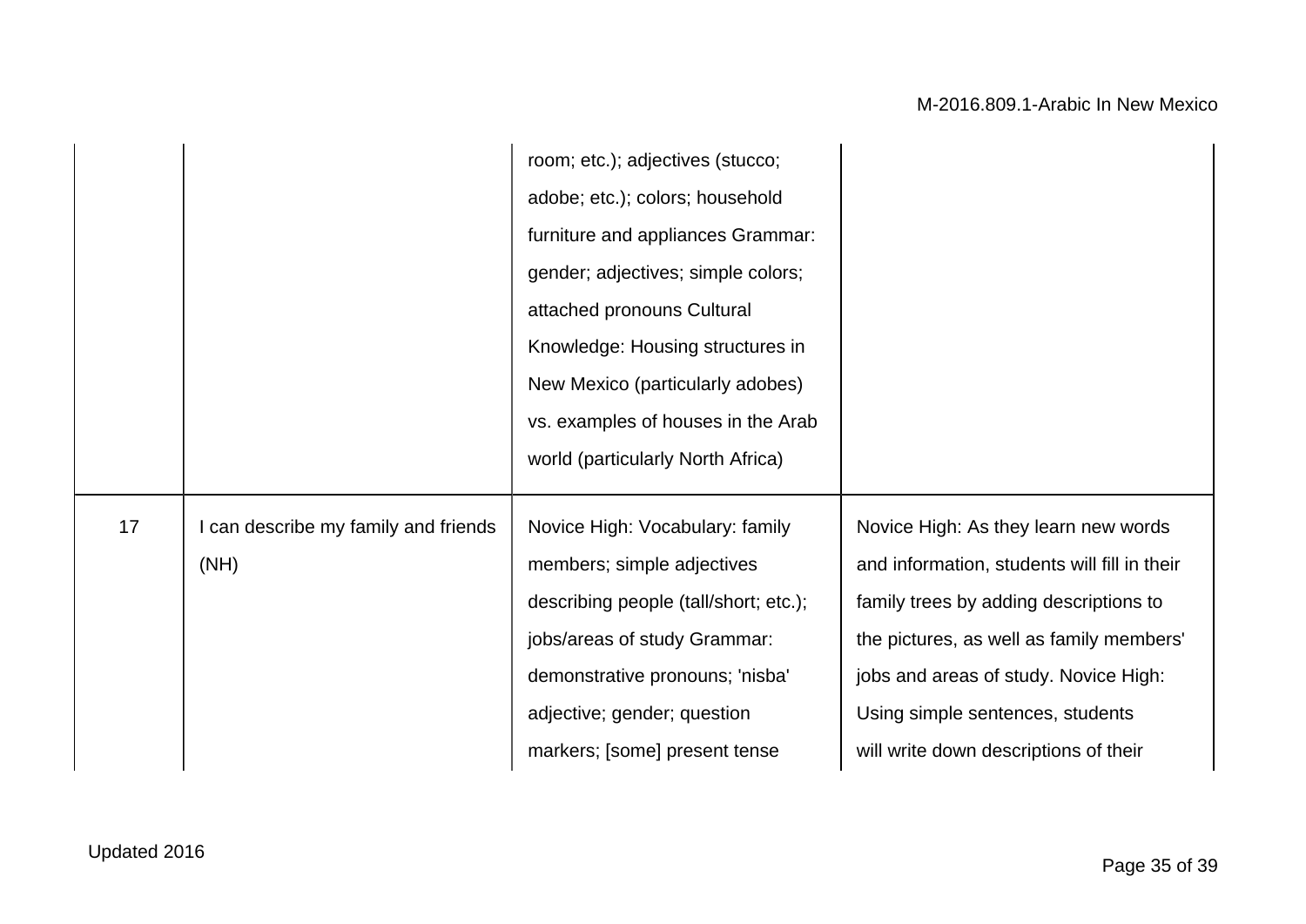| | | | |
|---|---|---|---|
| | | room; etc.); adjectives (stucco; adobe; etc.); colors; household furniture and appliances Grammar: gender; adjectives; simple colors; attached pronouns Cultural Knowledge: Housing structures in New Mexico (particularly adobes) vs. examples of houses in the Arab world (particularly North Africa) | |
| 17 | I can describe my family and friends (NH) | Novice High: Vocabulary: family members; simple adjectives describing people (tall/short; etc.); jobs/areas of study Grammar: demonstrative pronouns; 'nisba' adjective; gender; question markers; [some] present tense | Novice High: As they learn new words and information, students will fill in their family trees by adding descriptions to the pictures, as well as family members' jobs and areas of study. Novice High: Using simple sentences, students will write down descriptions of their |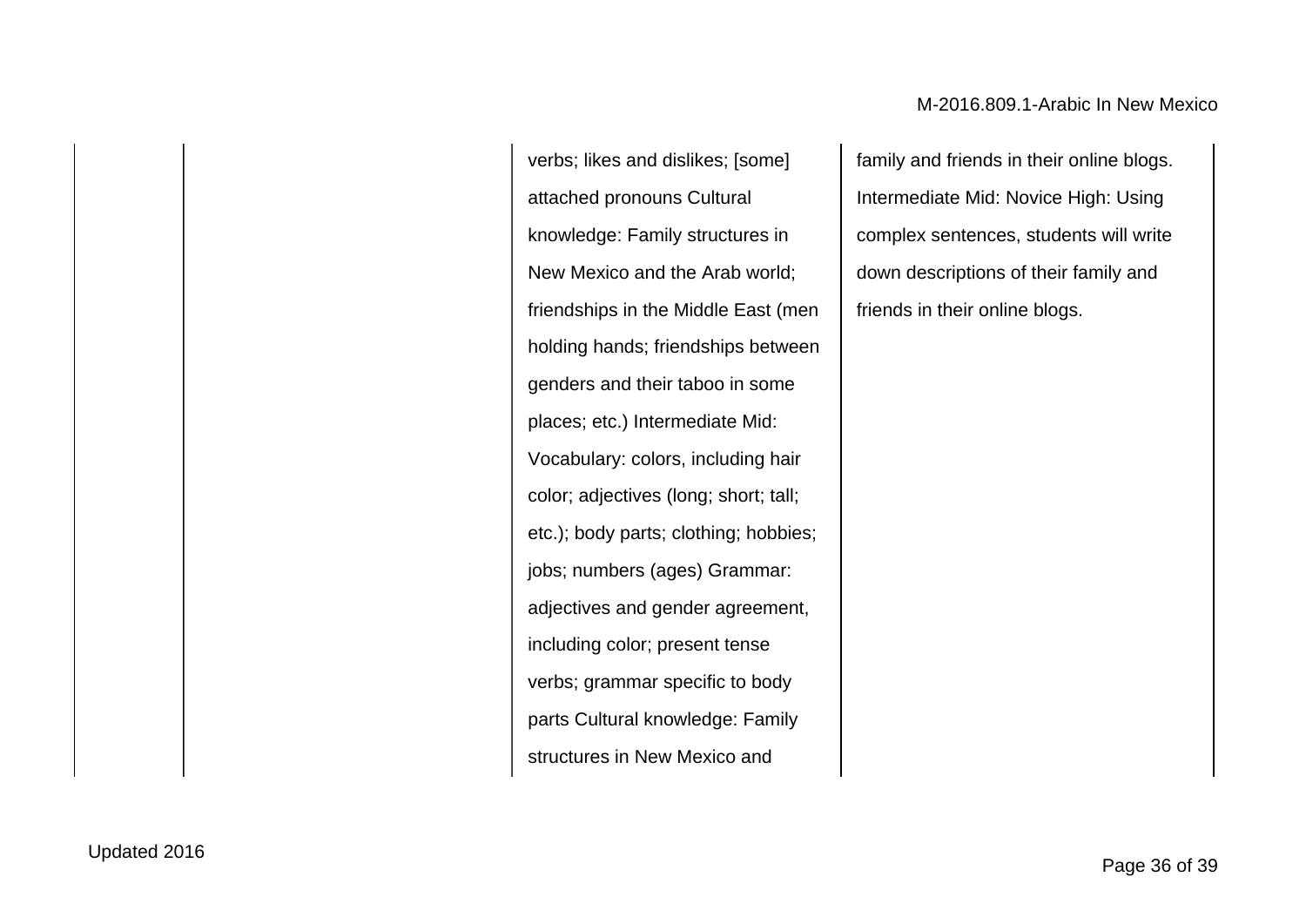|  |  |  |  |
|---|---|---|---|
|  |  | verbs; likes and dislikes; [some] attached pronouns Cultural knowledge: Family structures in New Mexico and the Arab world; friendships in the Middle East (men holding hands; friendships between genders and their taboo in some places; etc.) Intermediate Mid: Vocabulary: colors, including hair color; adjectives (long; short; tall; etc.); body parts; clothing; hobbies; jobs; numbers (ages) Grammar: adjectives and gender agreement, including color; present tense verbs; grammar specific to body parts Cultural knowledge: Family structures in New Mexico and | family and friends in their online blogs. Intermediate Mid: Novice High: Using complex sentences, students will write down descriptions of their family and friends in their online blogs. |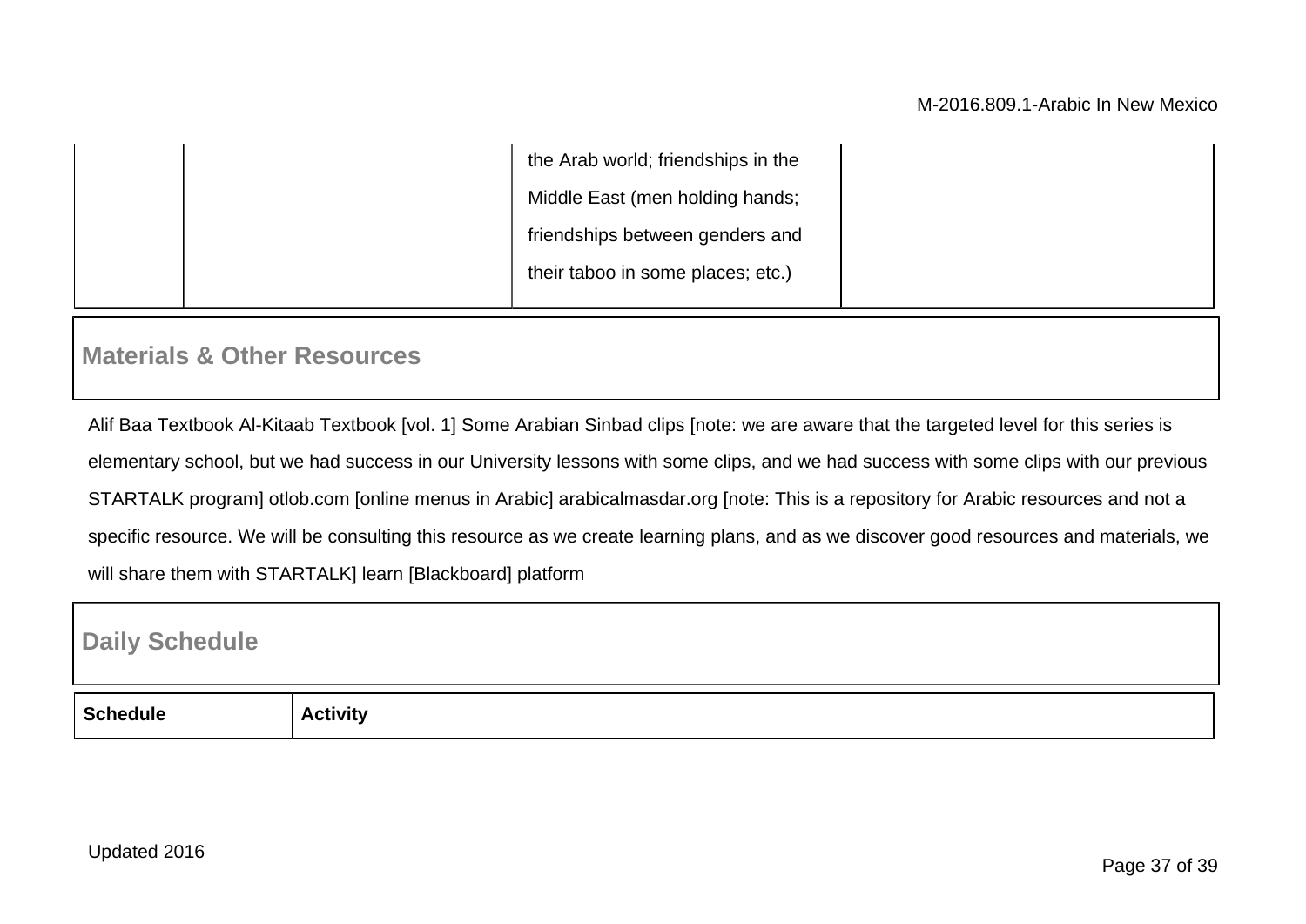| | | the Arab world; friendships in the Middle East (men holding hands; friendships between genders and their taboo in some places; etc.) | |
|---|---|---|---|

## Materials & Other Resources

Alif Baa Textbook Al-Kitaab Textbook [vol. 1] Some Arabian Sinbad clips [note: we are aware that the targeted level for this series is elementary school, but we had success in our University lessons with some clips, and we had success with some clips with our previous STARTALK program] otlob.com [online menus in Arabic] arabicalmasdar.org [note: This is a repository for Arabic resources and not a specific resource. We will be consulting this resource as we create learning plans, and as we discover good resources and materials, we will share them with STARTALK] learn [Blackboard] platform

## Daily Schedule

| Schedule | Activity |
|---|---|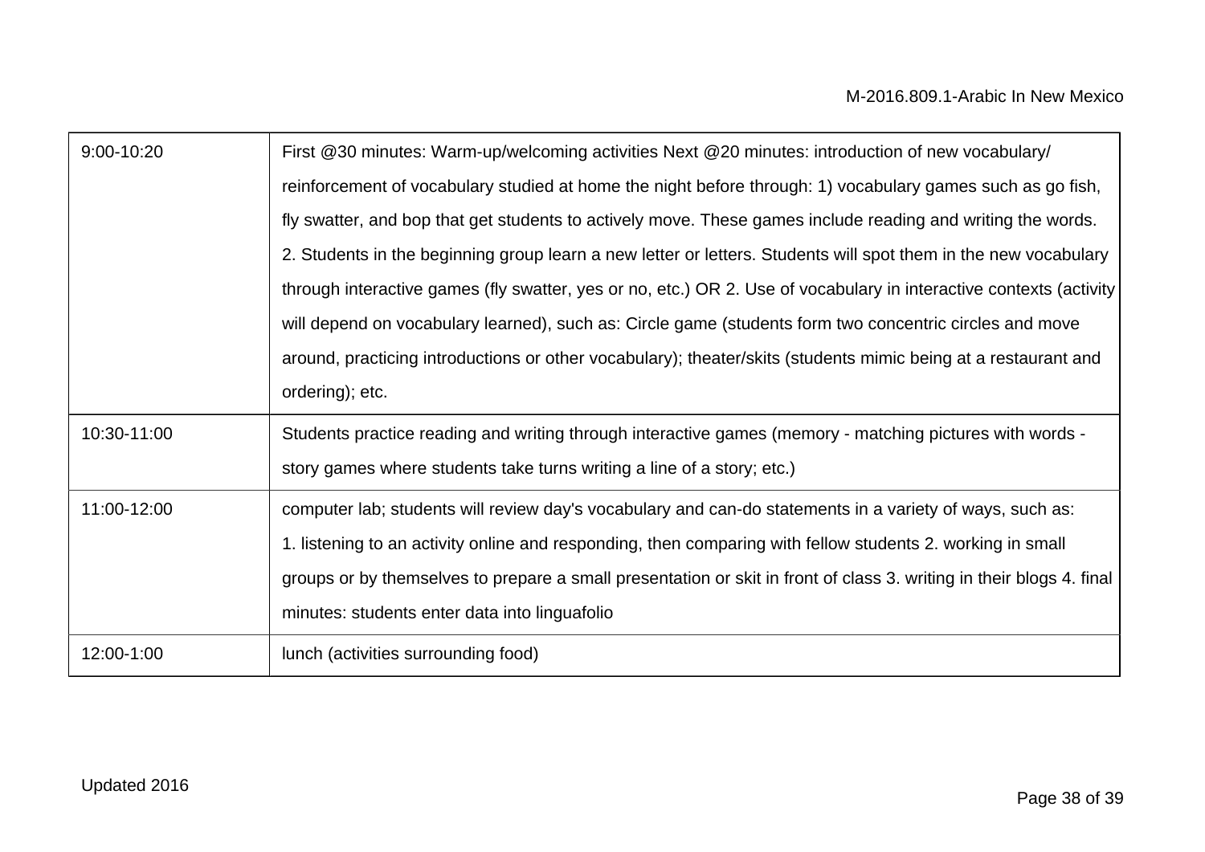| | |
|---|---|
| 9:00-10:20 | First @30 minutes: Warm-up/welcoming activities Next @20 minutes: introduction of new vocabulary/ reinforcement of vocabulary studied at home the night before through: 1) vocabulary games such as go fish, fly swatter, and bop that get students to actively move. These games include reading and writing the words. 2. Students in the beginning group learn a new letter or letters. Students will spot them in the new vocabulary through interactive games (fly swatter, yes or no, etc.) OR 2. Use of vocabulary in interactive contexts (activity will depend on vocabulary learned), such as: Circle game (students form two concentric circles and move around, practicing introductions or other vocabulary); theater/skits (students mimic being at a restaurant and ordering); etc. |
| 10:30-11:00 | Students practice reading and writing through interactive games (memory - matching pictures with words - story games where students take turns writing a line of a story; etc.) |
| 11:00-12:00 | computer lab; students will review day's vocabulary and can-do statements in a variety of ways, such as: 1. listening to an activity online and responding, then comparing with fellow students 2. working in small groups or by themselves to prepare a small presentation or skit in front of class 3. writing in their blogs 4. final minutes: students enter data into linguafolio |
| 12:00-1:00 | lunch (activities surrounding food) |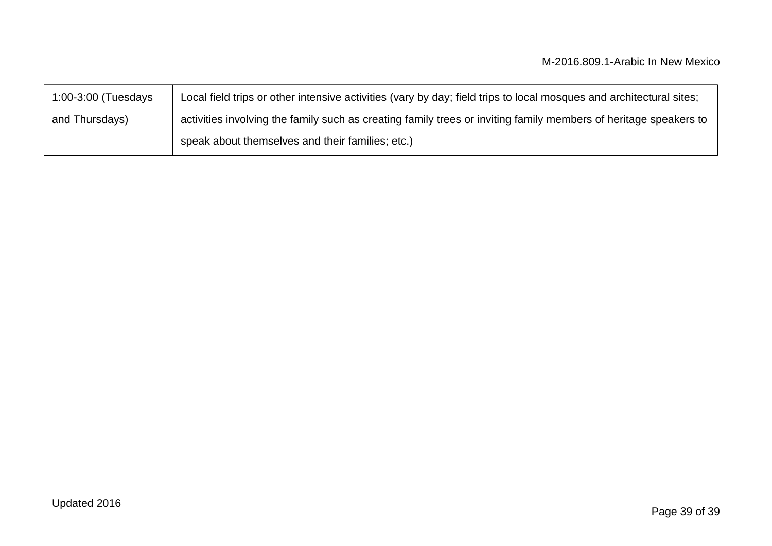| | |
|---|---|
| 1:00-3:00 (Tuesdays and Thursdays) | Local field trips or other intensive activities (vary by day; field trips to local mosques and architectural sites; activities involving the family such as creating family trees or inviting family members of heritage speakers to speak about themselves and their families; etc.) |